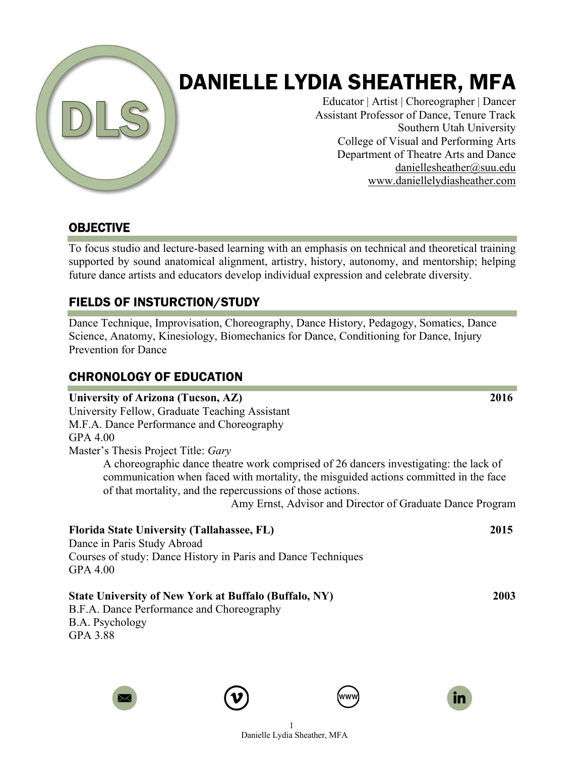# DANIELLE LYDIA SHEATHER, MFA

Educator | Artist | Choreographer | Dancer
Assistant Professor of Dance, Tenure Track
Southern Utah University
College of Visual and Performing Arts
Department of Theatre Arts and Dance
daniellesheather@suu.edu
www.daniellelydiasheather.com

## OBJECTIVE

To focus studio and lecture-based learning with an emphasis on technical and theoretical training supported by sound anatomical alignment, artistry, history, autonomy, and mentorship; helping future dance artists and educators develop individual expression and celebrate diversity.

## FIELDS OF INSTURCTION/STUDY

Dance Technique, Improvisation, Choreography, Dance History, Pedagogy, Somatics, Dance Science, Anatomy, Kinesiology, Biomechanics for Dance, Conditioning for Dance, Injury Prevention for Dance

## CHRONOLOGY OF EDUCATION

**University of Arizona (Tucson, AZ)** **2016**
University Fellow, Graduate Teaching Assistant
M.F.A. Dance Performance and Choreography
GPA 4.00
Master's Thesis Project Title: *Gary*

> A choreographic dance theatre work comprised of 26 dancers investigating: the lack of communication when faced with mortality, the misguided actions committed in the face of that mortality, and the repercussions of those actions.
>
> Amy Ernst, Advisor and Director of Graduate Dance Program

**Florida State University (Tallahassee, FL)** **2015**
Dance in Paris Study Abroad
Courses of study: Dance History in Paris and Dance Techniques
GPA 4.00

**State University of New York at Buffalo (Buffalo, NY)** **2003**
B.F.A. Dance Performance and Choreography
B.A. Psychology
GPA 3.88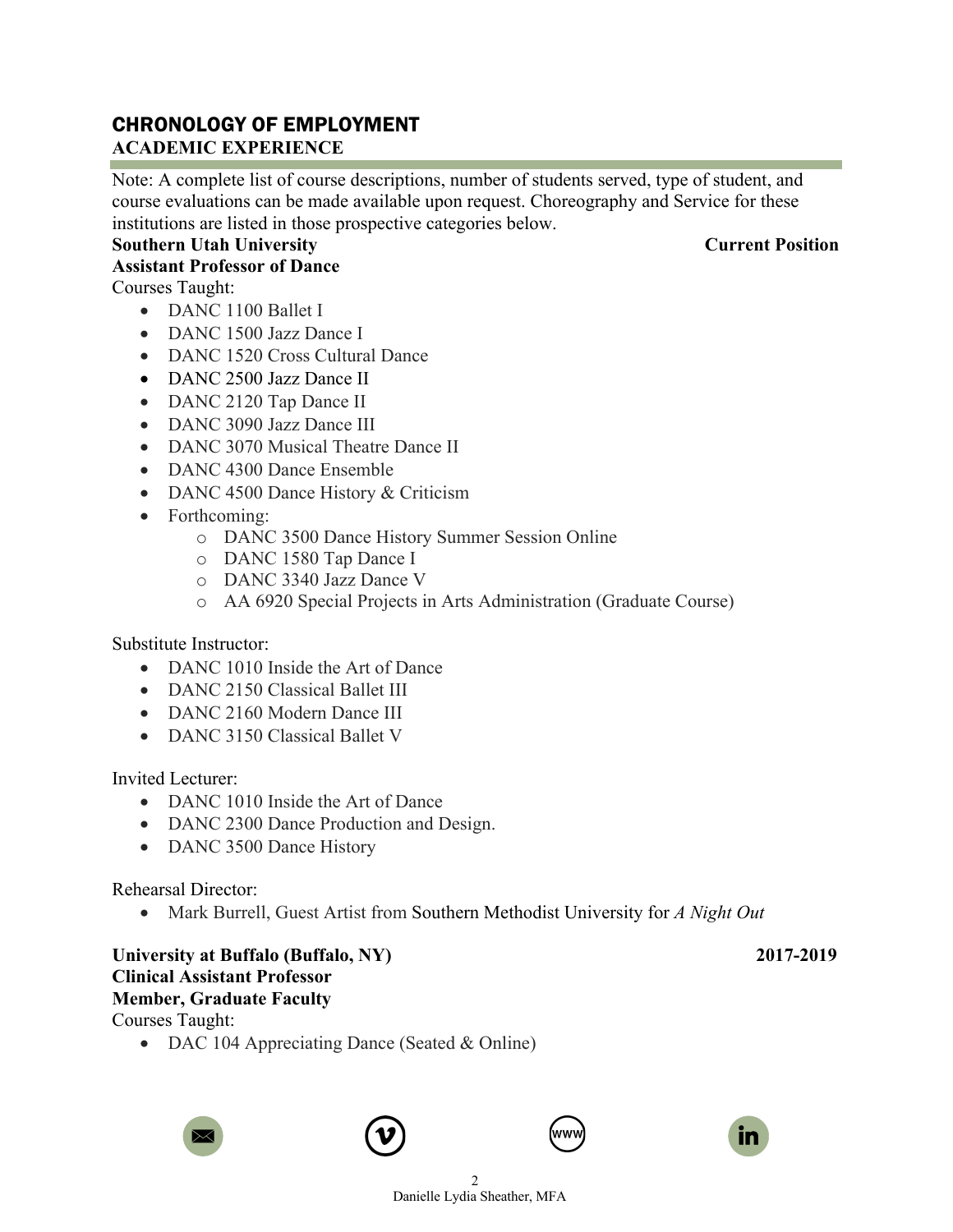## CHRONOLOGY OF EMPLOYMENT

### ACADEMIC EXPERIENCE

Note: A complete list of course descriptions, number of students served, type of student, and course evaluations can be made available upon request. Choreography and Service for these institutions are listed in those prospective categories below.

**Southern Utah University** **Current Position**
**Assistant Professor of Dance**

Courses Taught:

- DANC 1100 Ballet I
- DANC 1500 Jazz Dance I
- DANC 1520 Cross Cultural Dance
- DANC 2500 Jazz Dance II
- DANC 2120 Tap Dance II
- DANC 3090 Jazz Dance III
- DANC 3070 Musical Theatre Dance II
- DANC 4300 Dance Ensemble
- DANC 4500 Dance History & Criticism
- Forthcoming:
  - DANC 3500 Dance History Summer Session Online
  - DANC 1580 Tap Dance I
  - DANC 3340 Jazz Dance V
  - AA 6920 Special Projects in Arts Administration (Graduate Course)

Substitute Instructor:

- DANC 1010 Inside the Art of Dance
- DANC 2150 Classical Ballet III
- DANC 2160 Modern Dance III
- DANC 3150 Classical Ballet V

Invited Lecturer:

- DANC 1010 Inside the Art of Dance
- DANC 2300 Dance Production and Design.
- DANC 3500 Dance History

Rehearsal Director:

- Mark Burrell, Guest Artist from Southern Methodist University for *A Night Out*

**University at Buffalo (Buffalo, NY)** **2017-2019**
**Clinical Assistant Professor**
**Member, Graduate Faculty**

Courses Taught:

- DAC 104 Appreciating Dance (Seated & Online)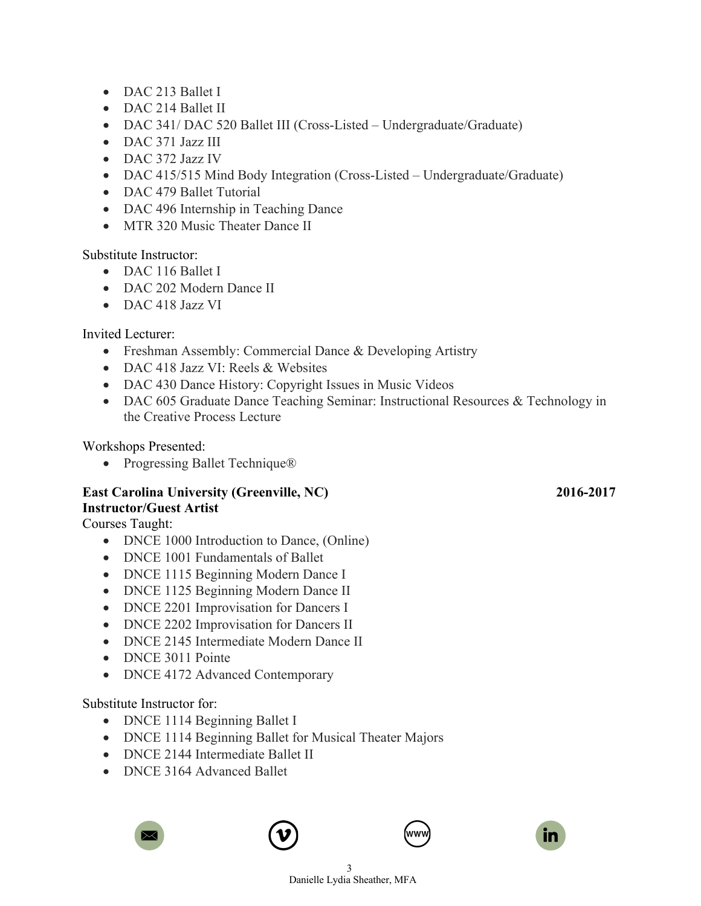- DAC 213 Ballet I
- DAC 214 Ballet II
- DAC 341/ DAC 520 Ballet III (Cross-Listed – Undergraduate/Graduate)
- DAC 371 Jazz III
- DAC 372 Jazz IV
- DAC 415/515 Mind Body Integration (Cross-Listed – Undergraduate/Graduate)
- DAC 479 Ballet Tutorial
- DAC 496 Internship in Teaching Dance
- MTR 320 Music Theater Dance II

Substitute Instructor:

- DAC 116 Ballet I
- DAC 202 Modern Dance II
- DAC 418 Jazz VI

Invited Lecturer:

- Freshman Assembly: Commercial Dance & Developing Artistry
- DAC 418 Jazz VI: Reels & Websites
- DAC 430 Dance History: Copyright Issues in Music Videos
- DAC 605 Graduate Dance Teaching Seminar: Instructional Resources & Technology in the Creative Process Lecture

Workshops Presented:

- Progressing Ballet Technique®

**East Carolina University (Greenville, NC)** **2016-2017**
**Instructor/Guest Artist**
Courses Taught:

- DNCE 1000 Introduction to Dance, (Online)
- DNCE 1001 Fundamentals of Ballet
- DNCE 1115 Beginning Modern Dance I
- DNCE 1125 Beginning Modern Dance II
- DNCE 2201 Improvisation for Dancers I
- DNCE 2202 Improvisation for Dancers II
- DNCE 2145 Intermediate Modern Dance II
- DNCE 3011 Pointe
- DNCE 4172 Advanced Contemporary

Substitute Instructor for:

- DNCE 1114 Beginning Ballet I
- DNCE 1114 Beginning Ballet for Musical Theater Majors
- DNCE 2144 Intermediate Ballet II
- DNCE 3164 Advanced Ballet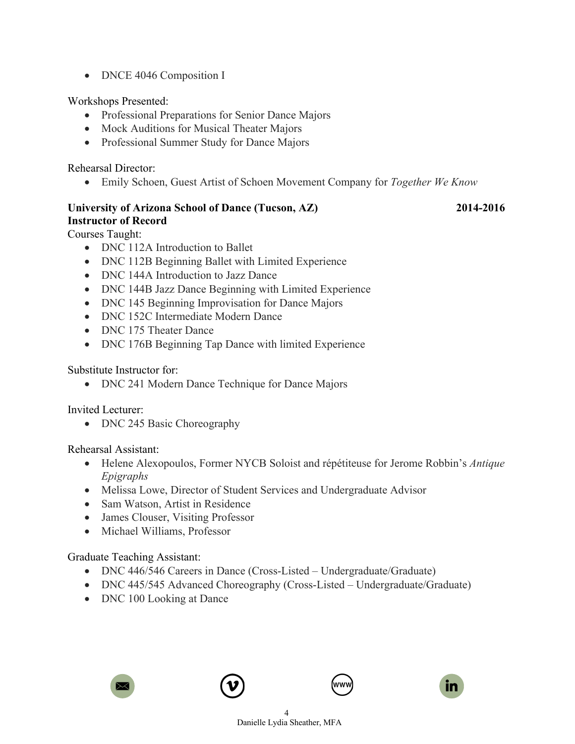- DNCE 4046 Composition I

Workshops Presented:

- Professional Preparations for Senior Dance Majors
- Mock Auditions for Musical Theater Majors
- Professional Summer Study for Dance Majors

Rehearsal Director:

- Emily Schoen, Guest Artist of Schoen Movement Company for *Together We Know*

**University of Arizona School of Dance (Tucson, AZ)** **2014-2016**
**Instructor of Record**

Courses Taught:

- DNC 112A Introduction to Ballet
- DNC 112B Beginning Ballet with Limited Experience
- DNC 144A Introduction to Jazz Dance
- DNC 144B Jazz Dance Beginning with Limited Experience
- DNC 145 Beginning Improvisation for Dance Majors
- DNC 152C Intermediate Modern Dance
- DNC 175 Theater Dance
- DNC 176B Beginning Tap Dance with limited Experience

Substitute Instructor for:

- DNC 241 Modern Dance Technique for Dance Majors

Invited Lecturer:

- DNC 245 Basic Choreography

Rehearsal Assistant:

- Helene Alexopoulos, Former NYCB Soloist and répétiteuse for Jerome Robbin's *Antique Epigraphs*
- Melissa Lowe, Director of Student Services and Undergraduate Advisor
- Sam Watson, Artist in Residence
- James Clouser, Visiting Professor
- Michael Williams, Professor

Graduate Teaching Assistant:

- DNC 446/546 Careers in Dance (Cross-Listed – Undergraduate/Graduate)
- DNC 445/545 Advanced Choreography (Cross-Listed – Undergraduate/Graduate)
- DNC 100 Looking at Dance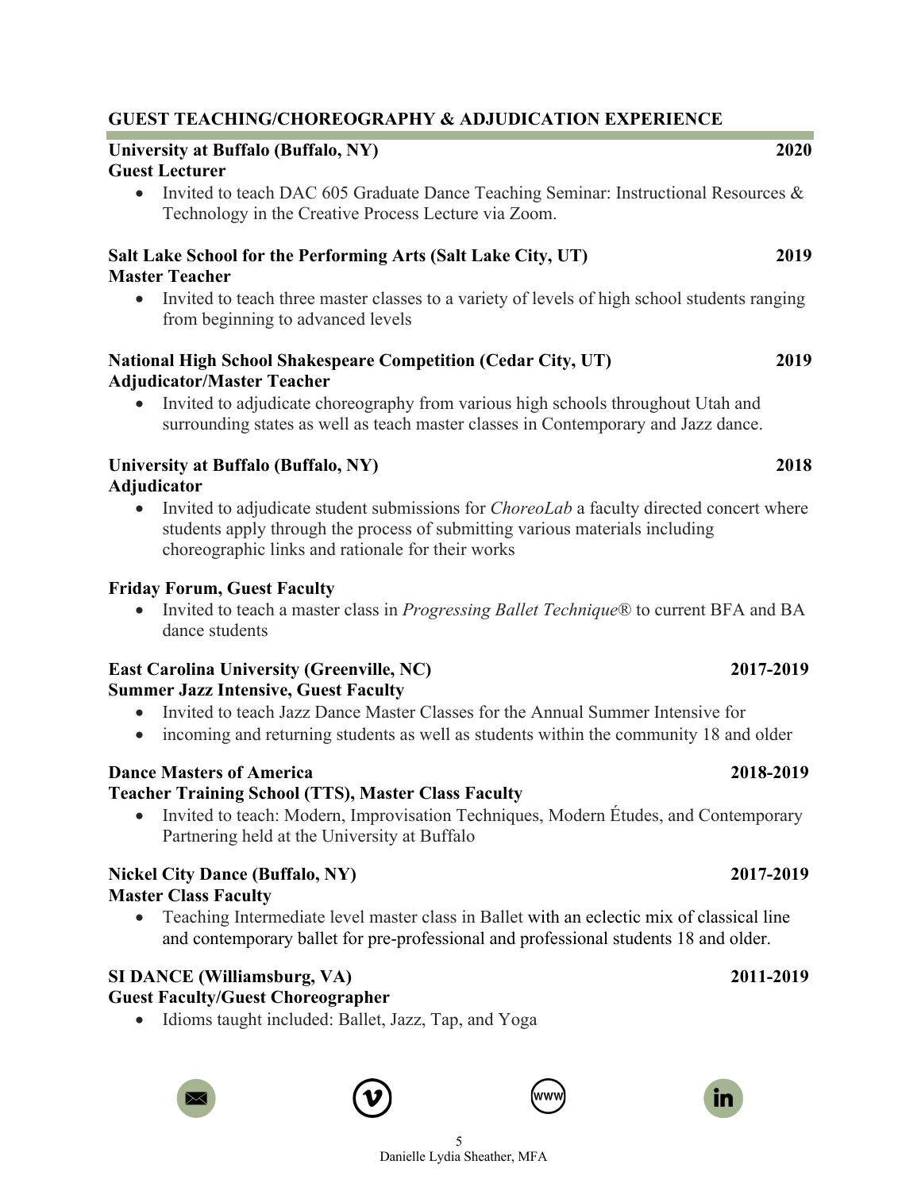## GUEST TEACHING/CHOREOGRAPHY & ADJUDICATION EXPERIENCE

**University at Buffalo (Buffalo, NY)** **2020**
**Guest Lecturer**

- Invited to teach DAC 605 Graduate Dance Teaching Seminar: Instructional Resources & Technology in the Creative Process Lecture via Zoom.

**Salt Lake School for the Performing Arts (Salt Lake City, UT)** **2019**
**Master Teacher**

- Invited to teach three master classes to a variety of levels of high school students ranging from beginning to advanced levels

**National High School Shakespeare Competition (Cedar City, UT)** **2019**
**Adjudicator/Master Teacher**

- Invited to adjudicate choreography from various high schools throughout Utah and surrounding states as well as teach master classes in Contemporary and Jazz dance.

**University at Buffalo (Buffalo, NY)** **2018**
**Adjudicator**

- Invited to adjudicate student submissions for *ChoreoLab* a faculty directed concert where students apply through the process of submitting various materials including choreographic links and rationale for their works

**Friday Forum, Guest Faculty**

- Invited to teach a master class in *Progressing Ballet Technique®* to current BFA and BA dance students

**East Carolina University (Greenville, NC)** **2017-2019**
**Summer Jazz Intensive, Guest Faculty**

- Invited to teach Jazz Dance Master Classes for the Annual Summer Intensive for
- incoming and returning students as well as students within the community 18 and older

**Dance Masters of America** **2018-2019**
**Teacher Training School (TTS), Master Class Faculty**

- Invited to teach: Modern, Improvisation Techniques, Modern Études, and Contemporary Partnering held at the University at Buffalo

**Nickel City Dance (Buffalo, NY)** **2017-2019**
**Master Class Faculty**

- Teaching Intermediate level master class in Ballet with an eclectic mix of classical line and contemporary ballet for pre-professional and professional students 18 and older.

**SI DANCE (Williamsburg, VA)** **2011-2019**
**Guest Faculty/Guest Choreographer**

- Idioms taught included: Ballet, Jazz, Tap, and Yoga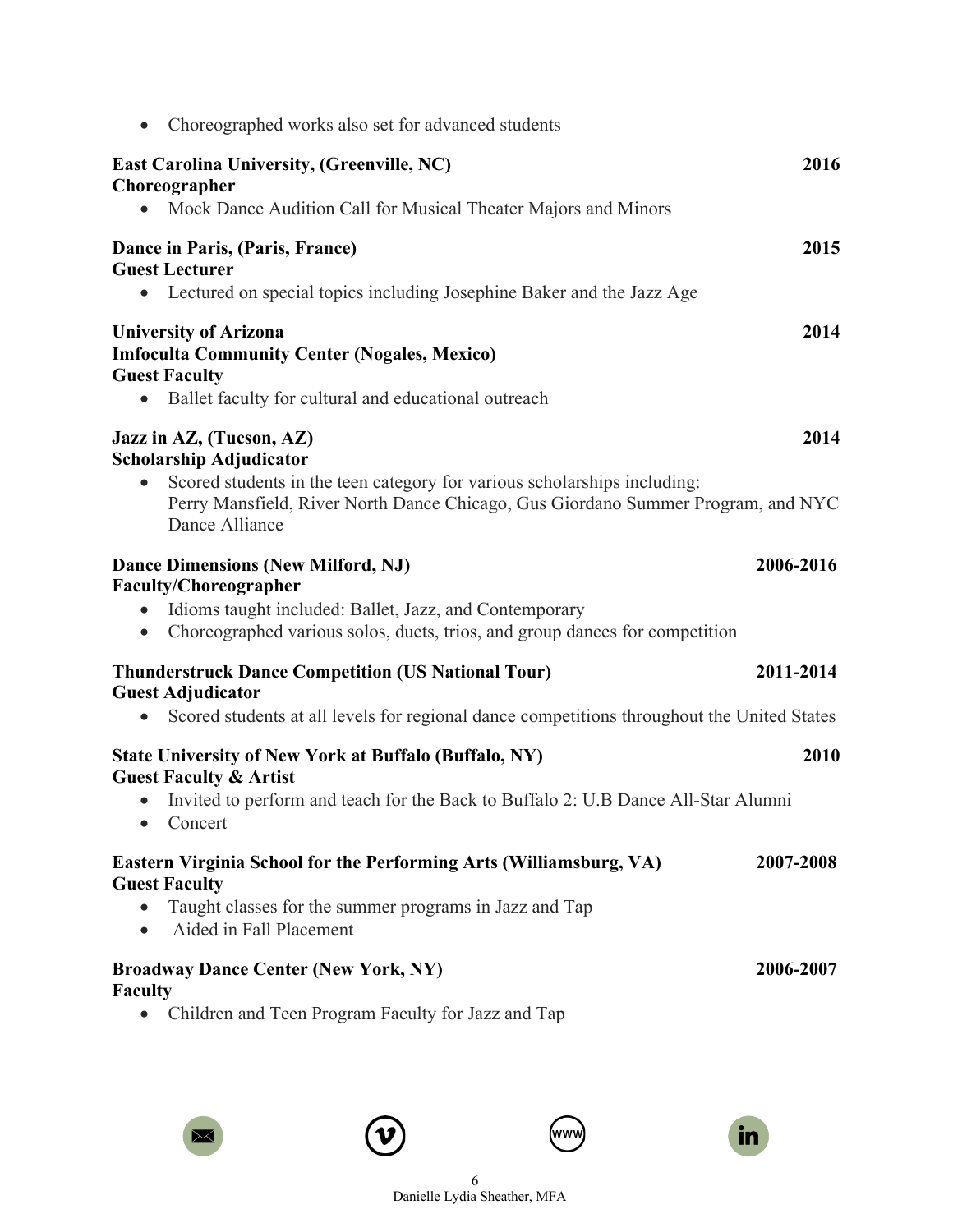- Choreographed works also set for advanced students

**East Carolina University, (Greenville, NC)** **2016**
**Choreographer**

- Mock Dance Audition Call for Musical Theater Majors and Minors

**Dance in Paris, (Paris, France)** **2015**
**Guest Lecturer**

- Lectured on special topics including Josephine Baker and the Jazz Age

**University of Arizona** **2014**
**Imfoculta Community Center (Nogales, Mexico)**
**Guest Faculty**

- Ballet faculty for cultural and educational outreach

**Jazz in AZ, (Tucson, AZ)** **2014**
**Scholarship Adjudicator**

- Scored students in the teen category for various scholarships including: Perry Mansfield, River North Dance Chicago, Gus Giordano Summer Program, and NYC Dance Alliance

**Dance Dimensions (New Milford, NJ)** **2006-2016**
**Faculty/Choreographer**

- Idioms taught included: Ballet, Jazz, and Contemporary
- Choreographed various solos, duets, trios, and group dances for competition

**Thunderstruck Dance Competition (US National Tour)** **2011-2014**
**Guest Adjudicator**

- Scored students at all levels for regional dance competitions throughout the United States

**State University of New York at Buffalo (Buffalo, NY)** **2010**
**Guest Faculty & Artist**

- Invited to perform and teach for the Back to Buffalo 2: U.B Dance All-Star Alumni
- Concert

**Eastern Virginia School for the Performing Arts (Williamsburg, VA)** **2007-2008**
**Guest Faculty**

- Taught classes for the summer programs in Jazz and Tap
- Aided in Fall Placement

**Broadway Dance Center (New York, NY)** **2006-2007**
**Faculty**

- Children and Teen Program Faculty for Jazz and Tap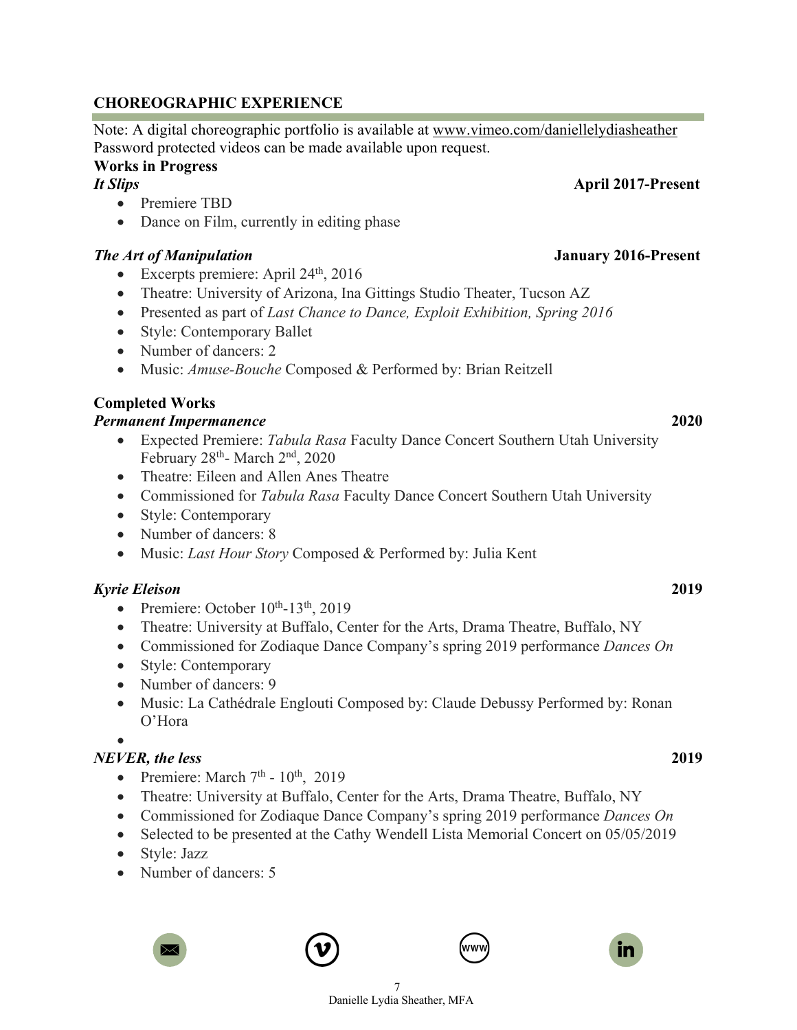## CHOREOGRAPHIC EXPERIENCE

Note: A digital choreographic portfolio is available at www.vimeo.com/daniellelydiasheather
Password protected videos can be made available upon request.

### Works in Progress

***It Slips*** **April 2017-Present**

- Premiere TBD
- Dance on Film, currently in editing phase

***The Art of Manipulation*** **January 2016-Present**

- Excerpts premiere: April 24th, 2016
- Theatre: University of Arizona, Ina Gittings Studio Theater, Tucson AZ
- Presented as part of *Last Chance to Dance, Exploit Exhibition, Spring 2016*
- Style: Contemporary Ballet
- Number of dancers: 2
- Music: *Amuse-Bouche* Composed & Performed by: Brian Reitzell

### Completed Works

***Permanent Impermanence*** **2020**

- Expected Premiere: *Tabula Rasa* Faculty Dance Concert Southern Utah University February 28th- March 2nd, 2020
- Theatre: Eileen and Allen Anes Theatre
- Commissioned for *Tabula Rasa* Faculty Dance Concert Southern Utah University
- Style: Contemporary
- Number of dancers: 8
- Music: *Last Hour Story* Composed & Performed by: Julia Kent

***Kyrie Eleison*** **2019**

- Premiere: October 10th-13th, 2019
- Theatre: University at Buffalo, Center for the Arts, Drama Theatre, Buffalo, NY
- Commissioned for Zodiaque Dance Company's spring 2019 performance *Dances On*
- Style: Contemporary
- Number of dancers: 9
- Music: La Cathédrale Englouti Composed by: Claude Debussy Performed by: Ronan O'Hora

***NEVER, the less*** **2019**

- Premiere: March 7th - 10th, 2019
- Theatre: University at Buffalo, Center for the Arts, Drama Theatre, Buffalo, NY
- Commissioned for Zodiaque Dance Company's spring 2019 performance *Dances On*
- Selected to be presented at the Cathy Wendell Lista Memorial Concert on 05/05/2019
- Style: Jazz
- Number of dancers: 5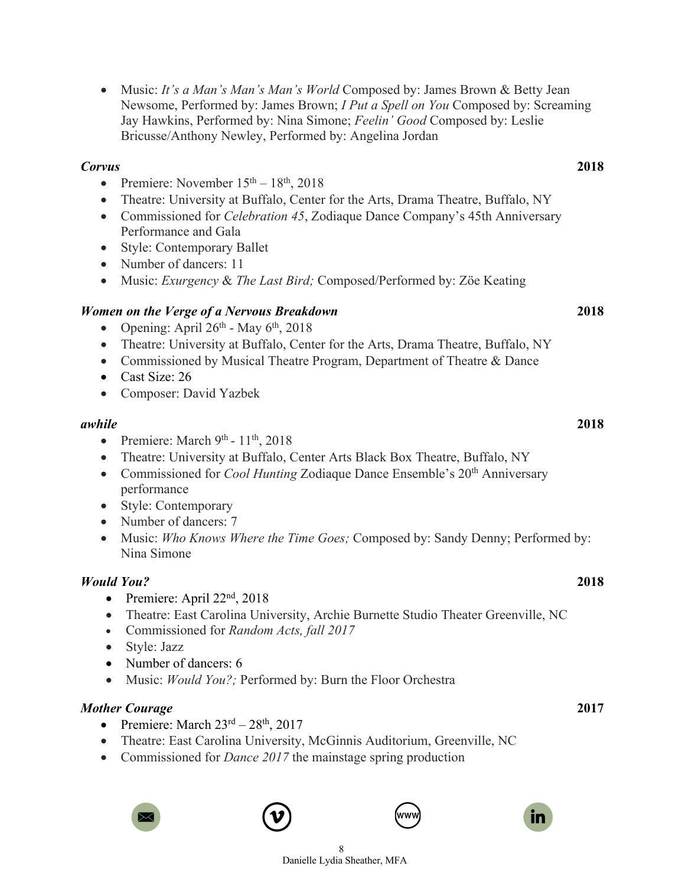- Music: *It's a Man's Man's Man's World* Composed by: James Brown & Betty Jean Newsome, Performed by: James Brown; *I Put a Spell on You* Composed by: Screaming Jay Hawkins, Performed by: Nina Simone; *Feelin' Good* Composed by: Leslie Bricusse/Anthony Newley, Performed by: Angelina Jordan

***Corvus*** **2018**

- Premiere: November 15th – 18th, 2018
- Theatre: University at Buffalo, Center for the Arts, Drama Theatre, Buffalo, NY
- Commissioned for *Celebration 45*, Zodiaque Dance Company's 45th Anniversary Performance and Gala
- Style: Contemporary Ballet
- Number of dancers: 11
- Music: *Exurgency* & *The Last Bird;* Composed/Performed by: Zöe Keating

***Women on the Verge of a Nervous Breakdown*** **2018**

- Opening: April 26th - May 6th, 2018
- Theatre: University at Buffalo, Center for the Arts, Drama Theatre, Buffalo, NY
- Commissioned by Musical Theatre Program, Department of Theatre & Dance
- Cast Size: 26
- Composer: David Yazbek

***awhile*** **2018**

- Premiere: March 9th - 11th, 2018
- Theatre: University at Buffalo, Center Arts Black Box Theatre, Buffalo, NY
- Commissioned for *Cool Hunting* Zodiaque Dance Ensemble's 20th Anniversary performance
- Style: Contemporary
- Number of dancers: 7
- Music: *Who Knows Where the Time Goes;* Composed by: Sandy Denny; Performed by: Nina Simone

***Would You?*** **2018**

- Premiere: April 22nd, 2018
- Theatre: East Carolina University, Archie Burnette Studio Theater Greenville, NC
- Commissioned for *Random Acts, fall 2017*
- Style: Jazz
- Number of dancers: 6
- Music: *Would You?;* Performed by: Burn the Floor Orchestra

***Mother Courage*** **2017**

- Premiere: March 23rd – 28th, 2017
- Theatre: East Carolina University, McGinnis Auditorium, Greenville, NC
- Commissioned for *Dance 2017* the mainstage spring production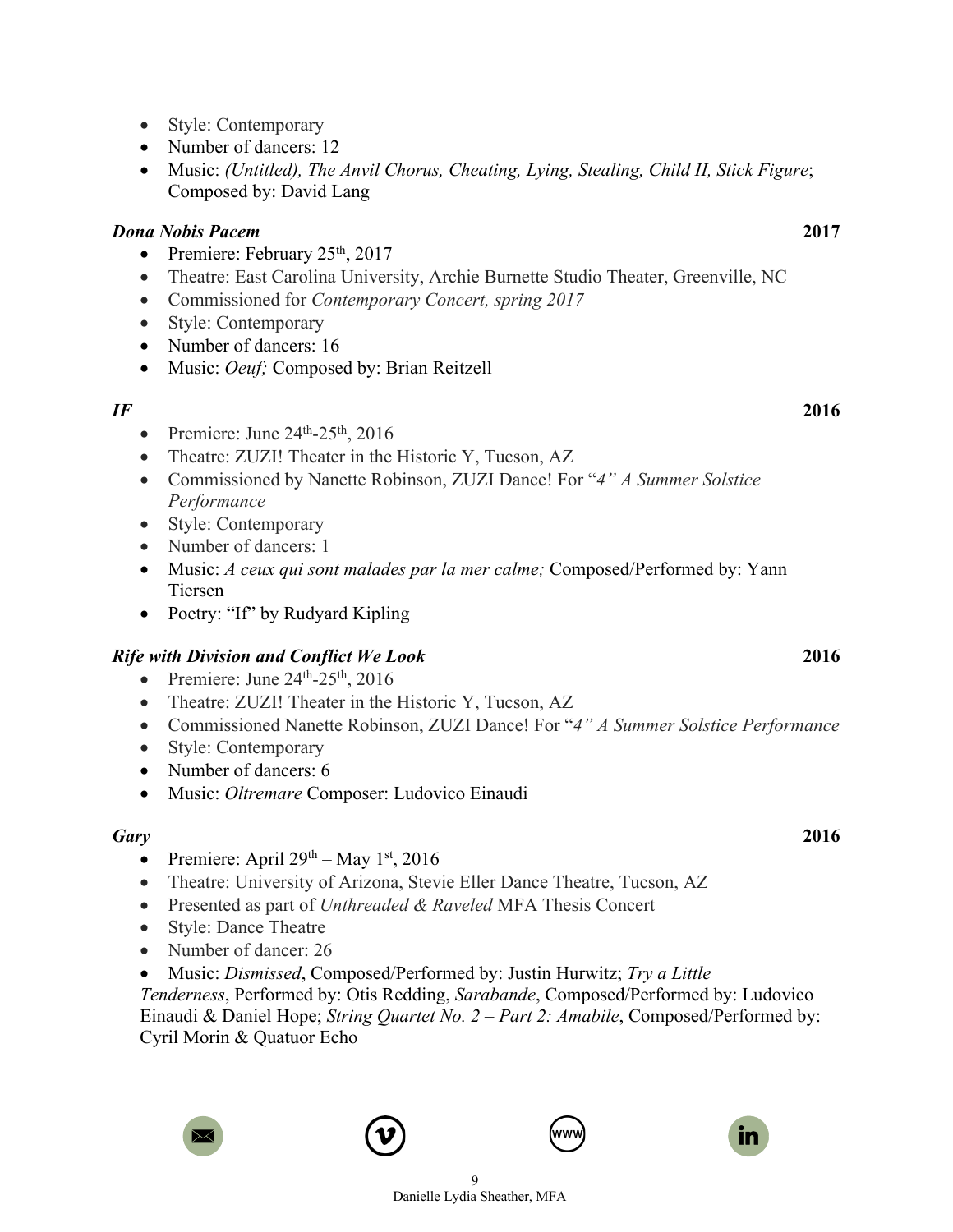- Style: Contemporary
- Number of dancers: 12
- Music: *(Untitled), The Anvil Chorus, Cheating, Lying, Stealing, Child II, Stick Figure*; Composed by: David Lang

***Dona Nobis Pacem*** **2017**

- Premiere: February 25th, 2017
- Theatre: East Carolina University, Archie Burnette Studio Theater, Greenville, NC
- Commissioned for *Contemporary Concert, spring 2017*
- Style: Contemporary
- Number of dancers: 16
- Music: *Oeuf;* Composed by: Brian Reitzell

***IF*** **2016**

- Premiere: June 24th-25th, 2016
- Theatre: ZUZI! Theater in the Historic Y, Tucson, AZ
- Commissioned by Nanette Robinson, ZUZI Dance! For "*4" A Summer Solstice Performance*
- Style: Contemporary
- Number of dancers: 1
- Music: *A ceux qui sont malades par la mer calme;* Composed/Performed by: Yann Tiersen
- Poetry: "If" by Rudyard Kipling

***Rife with Division and Conflict We Look*** **2016**

- Premiere: June 24th-25th, 2016
- Theatre: ZUZI! Theater in the Historic Y, Tucson, AZ
- Commissioned Nanette Robinson, ZUZI Dance! For "*4" A Summer Solstice Performance*
- Style: Contemporary
- Number of dancers: 6
- Music: *Oltremare* Composer: Ludovico Einaudi

***Gary*** **2016**

- Premiere: April 29th – May 1st, 2016
- Theatre: University of Arizona, Stevie Eller Dance Theatre, Tucson, AZ
- Presented as part of *Unthreaded & Raveled* MFA Thesis Concert
- Style: Dance Theatre
- Number of dancer: 26
- Music: *Dismissed*, Composed/Performed by: Justin Hurwitz; *Try a Little Tenderness*, Performed by: Otis Redding, *Sarabande*, Composed/Performed by: Ludovico Einaudi & Daniel Hope; *String Quartet No. 2 – Part 2: Amabile*, Composed/Performed by: Cyril Morin & Quatuor Echo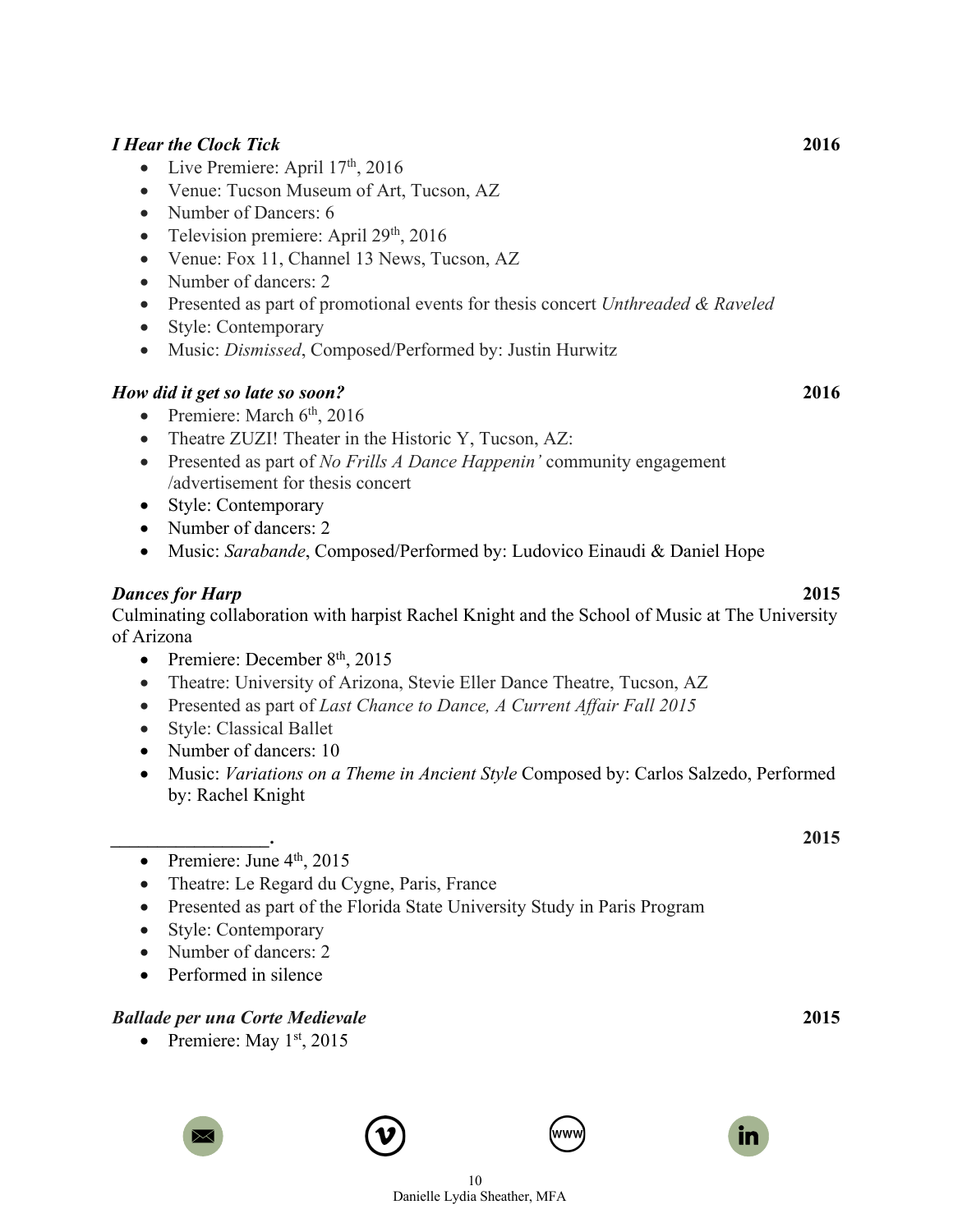***I Hear the Clock Tick*** **2016**

- Live Premiere: April 17th, 2016
- Venue: Tucson Museum of Art, Tucson, AZ
- Number of Dancers: 6
- Television premiere: April 29th, 2016
- Venue: Fox 11, Channel 13 News, Tucson, AZ
- Number of dancers: 2
- Presented as part of promotional events for thesis concert *Unthreaded & Raveled*
- Style: Contemporary
- Music: *Dismissed*, Composed/Performed by: Justin Hurwitz

***How did it get so late so soon?*** **2016**

- Premiere: March 6th, 2016
- Theatre ZUZI! Theater in the Historic Y, Tucson, AZ:
- Presented as part of *No Frills A Dance Happenin'* community engagement /advertisement for thesis concert
- Style: Contemporary
- Number of dancers: 2
- Music: *Sarabande*, Composed/Performed by: Ludovico Einaudi & Daniel Hope

***Dances for Harp*** **2015**

Culminating collaboration with harpist Rachel Knight and the School of Music at The University of Arizona

- Premiere: December 8th, 2015
- Theatre: University of Arizona, Stevie Eller Dance Theatre, Tucson, AZ
- Presented as part of *Last Chance to Dance, A Current Affair Fall 2015*
- Style: Classical Ballet
- Number of dancers: 10
- Music: *Variations on a Theme in Ancient Style* Composed by: Carlos Salzedo, Performed by: Rachel Knight

**________________.** **2015**

- Premiere: June 4th, 2015
- Theatre: Le Regard du Cygne, Paris, France
- Presented as part of the Florida State University Study in Paris Program
- Style: Contemporary
- Number of dancers: 2
- Performed in silence

***Ballade per una Corte Medievale*** **2015**

- Premiere: May 1st, 2015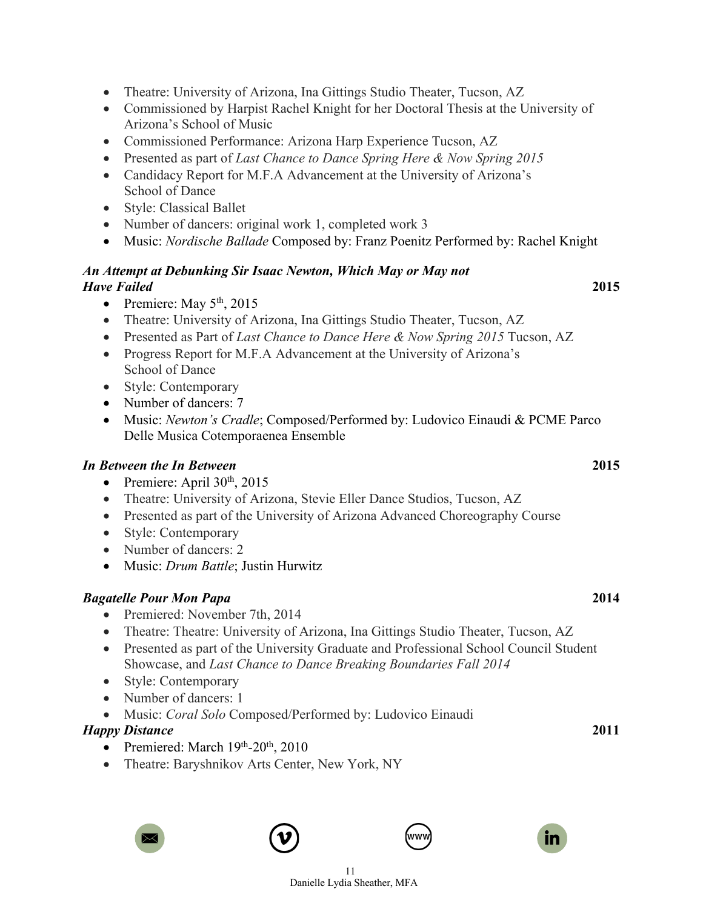- Theatre: University of Arizona, Ina Gittings Studio Theater, Tucson, AZ
- Commissioned by Harpist Rachel Knight for her Doctoral Thesis at the University of Arizona's School of Music
- Commissioned Performance: Arizona Harp Experience Tucson, AZ
- Presented as part of *Last Chance to Dance Spring Here & Now Spring 2015*
- Candidacy Report for M.F.A Advancement at the University of Arizona's School of Dance
- Style: Classical Ballet
- Number of dancers: original work 1, completed work 3
- Music: *Nordische Ballade* Composed by: Franz Poenitz Performed by: Rachel Knight

***An Attempt at Debunking Sir Isaac Newton, Which May or May not Have Failed*** **2015**

- Premiere: May 5th, 2015
- Theatre: University of Arizona, Ina Gittings Studio Theater, Tucson, AZ
- Presented as Part of *Last Chance to Dance Here & Now Spring 2015* Tucson, AZ
- Progress Report for M.F.A Advancement at the University of Arizona's School of Dance
- Style: Contemporary
- Number of dancers: 7
- Music: *Newton's Cradle*; Composed/Performed by: Ludovico Einaudi & PCME Parco Delle Musica Cotemporaenea Ensemble

***In Between the In Between*** **2015**

- Premiere: April 30th, 2015
- Theatre: University of Arizona, Stevie Eller Dance Studios, Tucson, AZ
- Presented as part of the University of Arizona Advanced Choreography Course
- Style: Contemporary
- Number of dancers: 2
- Music: *Drum Battle*; Justin Hurwitz

***Bagatelle Pour Mon Papa*** **2014**

- Premiered: November 7th, 2014
- Theatre: Theatre: University of Arizona, Ina Gittings Studio Theater, Tucson, AZ
- Presented as part of the University Graduate and Professional School Council Student Showcase, and *Last Chance to Dance Breaking Boundaries Fall 2014*
- Style: Contemporary
- Number of dancers: 1
- Music: *Coral Solo* Composed/Performed by: Ludovico Einaudi

***Happy Distance*** **2011**

- Premiered: March 19th-20th, 2010
- Theatre: Baryshnikov Arts Center, New York, NY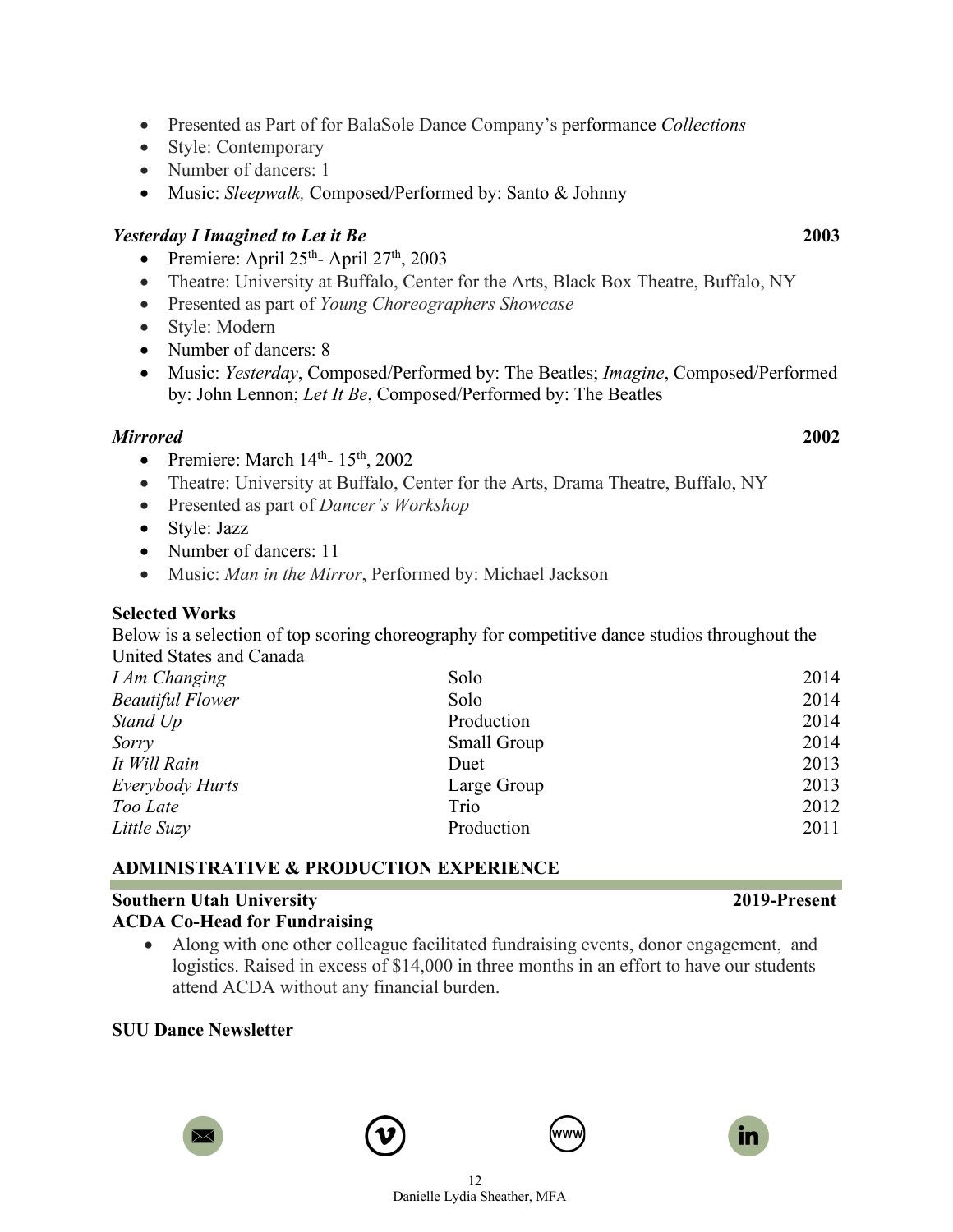- Presented as Part of for BalaSole Dance Company's performance *Collections*
- Style: Contemporary
- Number of dancers: 1
- Music: *Sleepwalk,* Composed/Performed by: Santo & Johnny

***Yesterday I Imagined to Let it Be*** **2003**

- Premiere: April 25th- April 27th, 2003
- Theatre: University at Buffalo, Center for the Arts, Black Box Theatre, Buffalo, NY
- Presented as part of *Young Choreographers Showcase*
- Style: Modern
- Number of dancers: 8
- Music: *Yesterday*, Composed/Performed by: The Beatles; *Imagine*, Composed/Performed by: John Lennon; *Let It Be*, Composed/Performed by: The Beatles

***Mirrored*** **2002**

- Premiere: March 14th- 15th, 2002
- Theatre: University at Buffalo, Center for the Arts, Drama Theatre, Buffalo, NY
- Presented as part of *Dancer's Workshop*
- Style: Jazz
- Number of dancers: 11
- Music: *Man in the Mirror*, Performed by: Michael Jackson

**Selected Works**

Below is a selection of top scoring choreography for competitive dance studios throughout the United States and Canada

| | | |
|---|---|---|
| *I Am Changing* | Solo | 2014 |
| *Beautiful Flower* | Solo | 2014 |
| *Stand Up* | Production | 2014 |
| *Sorry* | Small Group | 2014 |
| *It Will Rain* | Duet | 2013 |
| *Everybody Hurts* | Large Group | 2013 |
| *Too Late* | Trio | 2012 |
| *Little Suzy* | Production | 2011 |

## ADMINISTRATIVE & PRODUCTION EXPERIENCE

**Southern Utah University** **2019-Present**
**ACDA Co-Head for Fundraising**

- Along with one other colleague facilitated fundraising events, donor engagement, and logistics. Raised in excess of $14,000 in three months in an effort to have our students attend ACDA without any financial burden.

**SUU Dance Newsletter**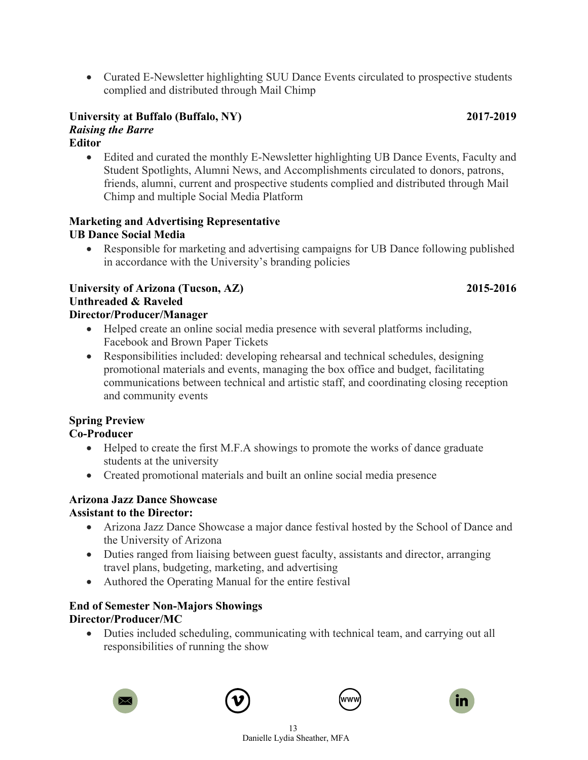- Curated E-Newsletter highlighting SUU Dance Events circulated to prospective students complied and distributed through Mail Chimp

**University at Buffalo (Buffalo, NY)** **2017-2019**
***Raising the Barre***
**Editor**

- Edited and curated the monthly E-Newsletter highlighting UB Dance Events, Faculty and Student Spotlights, Alumni News, and Accomplishments circulated to donors, patrons, friends, alumni, current and prospective students complied and distributed through Mail Chimp and multiple Social Media Platform

**Marketing and Advertising Representative**
**UB Dance Social Media**

- Responsible for marketing and advertising campaigns for UB Dance following published in accordance with the University's branding policies

**University of Arizona (Tucson, AZ)** **2015-2016**
**Unthreaded & Raveled**
**Director/Producer/Manager**

- Helped create an online social media presence with several platforms including, Facebook and Brown Paper Tickets
- Responsibilities included: developing rehearsal and technical schedules, designing promotional materials and events, managing the box office and budget, facilitating communications between technical and artistic staff, and coordinating closing reception and community events

**Spring Preview**
**Co-Producer**

- Helped to create the first M.F.A showings to promote the works of dance graduate students at the university
- Created promotional materials and built an online social media presence

**Arizona Jazz Dance Showcase**
**Assistant to the Director:**

- Arizona Jazz Dance Showcase a major dance festival hosted by the School of Dance and the University of Arizona
- Duties ranged from liaising between guest faculty, assistants and director, arranging travel plans, budgeting, marketing, and advertising
- Authored the Operating Manual for the entire festival

**End of Semester Non-Majors Showings**
**Director/Producer/MC**

- Duties included scheduling, communicating with technical team, and carrying out all responsibilities of running the show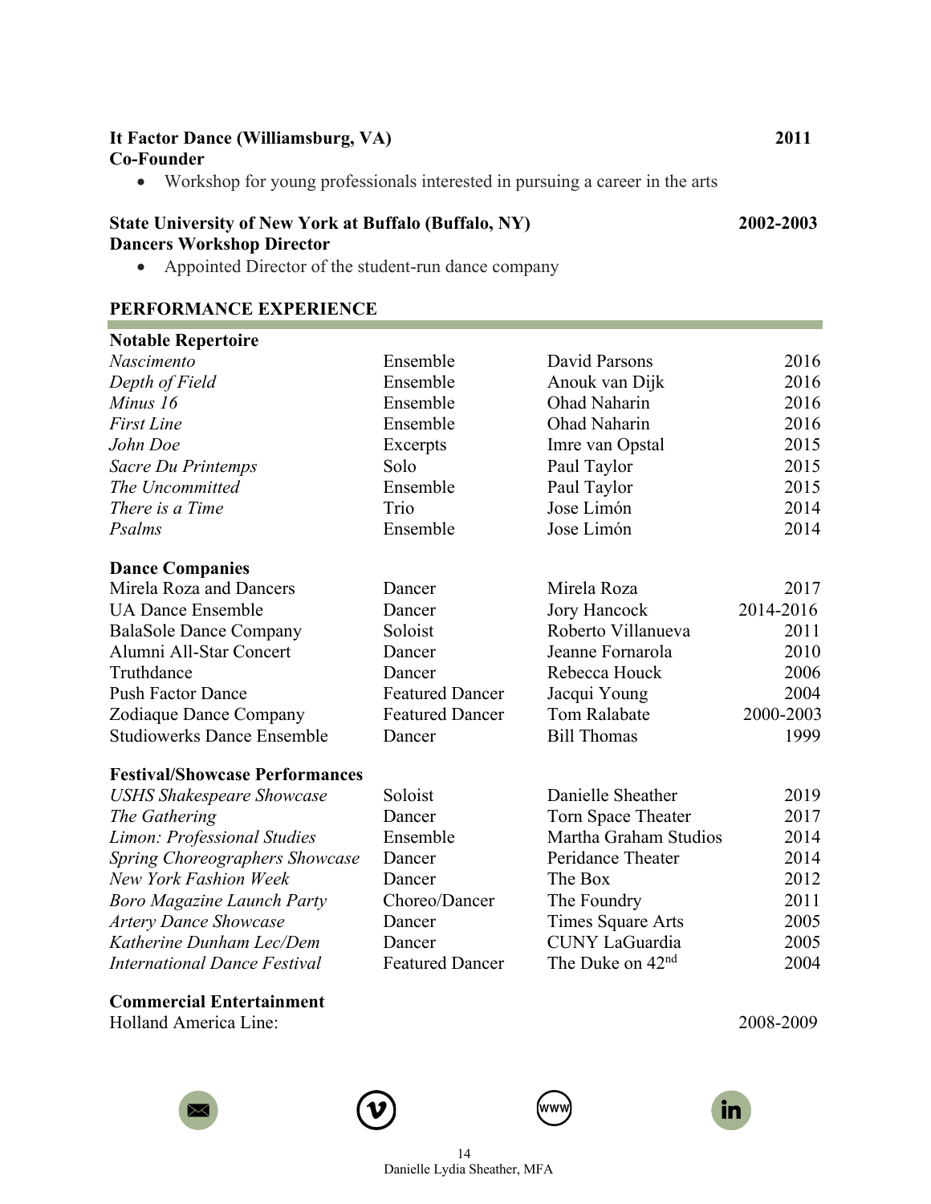**It Factor Dance (Williamsburg, VA)** **2011**
**Co-Founder**

- Workshop for young professionals interested in pursuing a career in the arts

**State University of New York at Buffalo (Buffalo, NY)** **2002-2003**
**Dancers Workshop Director**

- Appointed Director of the student-run dance company

## PERFORMANCE EXPERIENCE

### Notable Repertoire

| | | | |
|---|---|---|---|
| *Nascimento* | Ensemble | David Parsons | 2016 |
| *Depth of Field* | Ensemble | Anouk van Dijk | 2016 |
| *Minus 16* | Ensemble | Ohad Naharin | 2016 |
| *First Line* | Ensemble | Ohad Naharin | 2016 |
| *John Doe* | Excerpts | Imre van Opstal | 2015 |
| *Sacre Du Printemps* | Solo | Paul Taylor | 2015 |
| *The Uncommitted* | Ensemble | Paul Taylor | 2015 |
| *There is a Time* | Trio | Jose Limón | 2014 |
| *Psalms* | Ensemble | Jose Limón | 2014 |

### Dance Companies

| | | | |
|---|---|---|---|
| Mirela Roza and Dancers | Dancer | Mirela Roza | 2017 |
| UA Dance Ensemble | Dancer | Jory Hancock | 2014-2016 |
| BalaSole Dance Company | Soloist | Roberto Villanueva | 2011 |
| Alumni All-Star Concert | Dancer | Jeanne Fornarola | 2010 |
| Truthdance | Dancer | Rebecca Houck | 2006 |
| Push Factor Dance | Featured Dancer | Jacqui Young | 2004 |
| Zodiaque Dance Company | Featured Dancer | Tom Ralabate | 2000-2003 |
| Studiowerks Dance Ensemble | Dancer | Bill Thomas | 1999 |

### Festival/Showcase Performances

| | | | |
|---|---|---|---|
| *USHS Shakespeare Showcase* | Soloist | Danielle Sheather | 2019 |
| *The Gathering* | Dancer | Torn Space Theater | 2017 |
| *Limon: Professional Studies* | Ensemble | Martha Graham Studios | 2014 |
| *Spring Choreographers Showcase* | Dancer | Peridance Theater | 2014 |
| *New York Fashion Week* | Dancer | The Box | 2012 |
| *Boro Magazine Launch Party* | Choreo/Dancer | The Foundry | 2011 |
| *Artery Dance Showcase* | Dancer | Times Square Arts | 2005 |
| *Katherine Dunham Lec/Dem* | Dancer | CUNY LaGuardia | 2005 |
| *International Dance Festival* | Featured Dancer | The Duke on 42nd | 2004 |

### Commercial Entertainment

Holland America Line: 2008-2009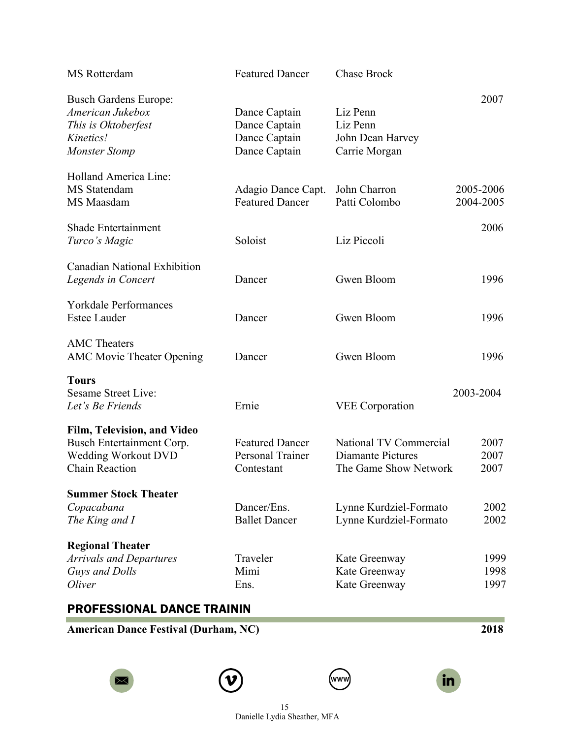| | | | |
|---|---|---|---|
| MS Rotterdam | Featured Dancer | Chase Brock | |
| Busch Gardens Europe: | | | 2007 |
| *American Jukebox* | Dance Captain | Liz Penn | |
| *This is Oktoberfest* | Dance Captain | Liz Penn | |
| *Kinetics!* | Dance Captain | John Dean Harvey | |
| *Monster Stomp* | Dance Captain | Carrie Morgan | |
| Holland America Line: | | | |
| MS Statendam | Adagio Dance Capt. | John Charron | 2005-2006 |
| MS Maasdam | Featured Dancer | Patti Colombo | 2004-2005 |
| Shade Entertainment | | | 2006 |
| *Turco's Magic* | Soloist | Liz Piccoli | |
| Canadian National Exhibition | | | |
| *Legends in Concert* | Dancer | Gwen Bloom | 1996 |
| Yorkdale Performances | | | |
| Estee Lauder | Dancer | Gwen Bloom | 1996 |
| AMC Theaters | | | |
| AMC Movie Theater Opening | Dancer | Gwen Bloom | 1996 |

**Tours**

| | | | |
|---|---|---|---|
| Sesame Street Live: | | | 2003-2004 |
| *Let's Be Friends* | Ernie | VEE Corporation | |

**Film, Television, and Video**

| | | | |
|---|---|---|---|
| Busch Entertainment Corp. | Featured Dancer | National TV Commercial | 2007 |
| Wedding Workout DVD | Personal Trainer | Diamante Pictures | 2007 |
| Chain Reaction | Contestant | The Game Show Network | 2007 |

**Summer Stock Theater**

| | | | |
|---|---|---|---|
| *Copacabana* | Dancer/Ens. | Lynne Kurdziel-Formato | 2002 |
| *The King and I* | Ballet Dancer | Lynne Kurdziel-Formato | 2002 |

**Regional Theater**

| | | | |
|---|---|---|---|
| *Arrivals and Departures* | Traveler | Kate Greenway | 1999 |
| *Guys and Dolls* | Mimi | Kate Greenway | 1998 |
| *Oliver* | Ens. | Kate Greenway | 1997 |

## PROFESSIONAL DANCE TRAININ

**American Dance Festival (Durham, NC)** **2018**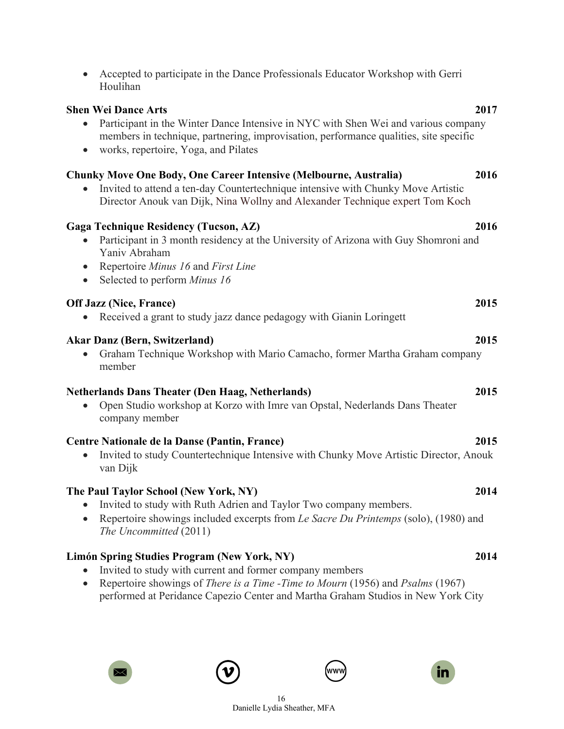- Accepted to participate in the Dance Professionals Educator Workshop with Gerri Houlihan

**Shen Wei Dance Arts** **2017**

- Participant in the Winter Dance Intensive in NYC with Shen Wei and various company members in technique, partnering, improvisation, performance qualities, site specific
- works, repertoire, Yoga, and Pilates

**Chunky Move One Body, One Career Intensive (Melbourne, Australia)** **2016**

- Invited to attend a ten-day Countertechnique intensive with Chunky Move Artistic Director Anouk van Dijk, Nina Wollny and Alexander Technique expert Tom Koch

**Gaga Technique Residency (Tucson, AZ)** **2016**

- Participant in 3 month residency at the University of Arizona with Guy Shomroni and Yaniv Abraham
- Repertoire *Minus 16* and *First Line*
- Selected to perform *Minus 16*

**Off Jazz (Nice, France)** **2015**

- Received a grant to study jazz dance pedagogy with Gianin Loringett

**Akar Danz (Bern, Switzerland)** **2015**

- Graham Technique Workshop with Mario Camacho, former Martha Graham company member

**Netherlands Dans Theater (Den Haag, Netherlands)** **2015**

- Open Studio workshop at Korzo with Imre van Opstal, Nederlands Dans Theater company member

**Centre Nationale de la Danse (Pantin, France)** **2015**

- Invited to study Countertechnique Intensive with Chunky Move Artistic Director, Anouk van Dijk

**The Paul Taylor School (New York, NY)** **2014**

- Invited to study with Ruth Adrien and Taylor Two company members.
- Repertoire showings included excerpts from *Le Sacre Du Printemps* (solo), (1980) and *The Uncommitted* (2011)

**Limón Spring Studies Program (New York, NY)** **2014**

- Invited to study with current and former company members
- Repertoire showings of *There is a Time -Time to Mourn* (1956) and *Psalms* (1967) performed at Peridance Capezio Center and Martha Graham Studios in New York City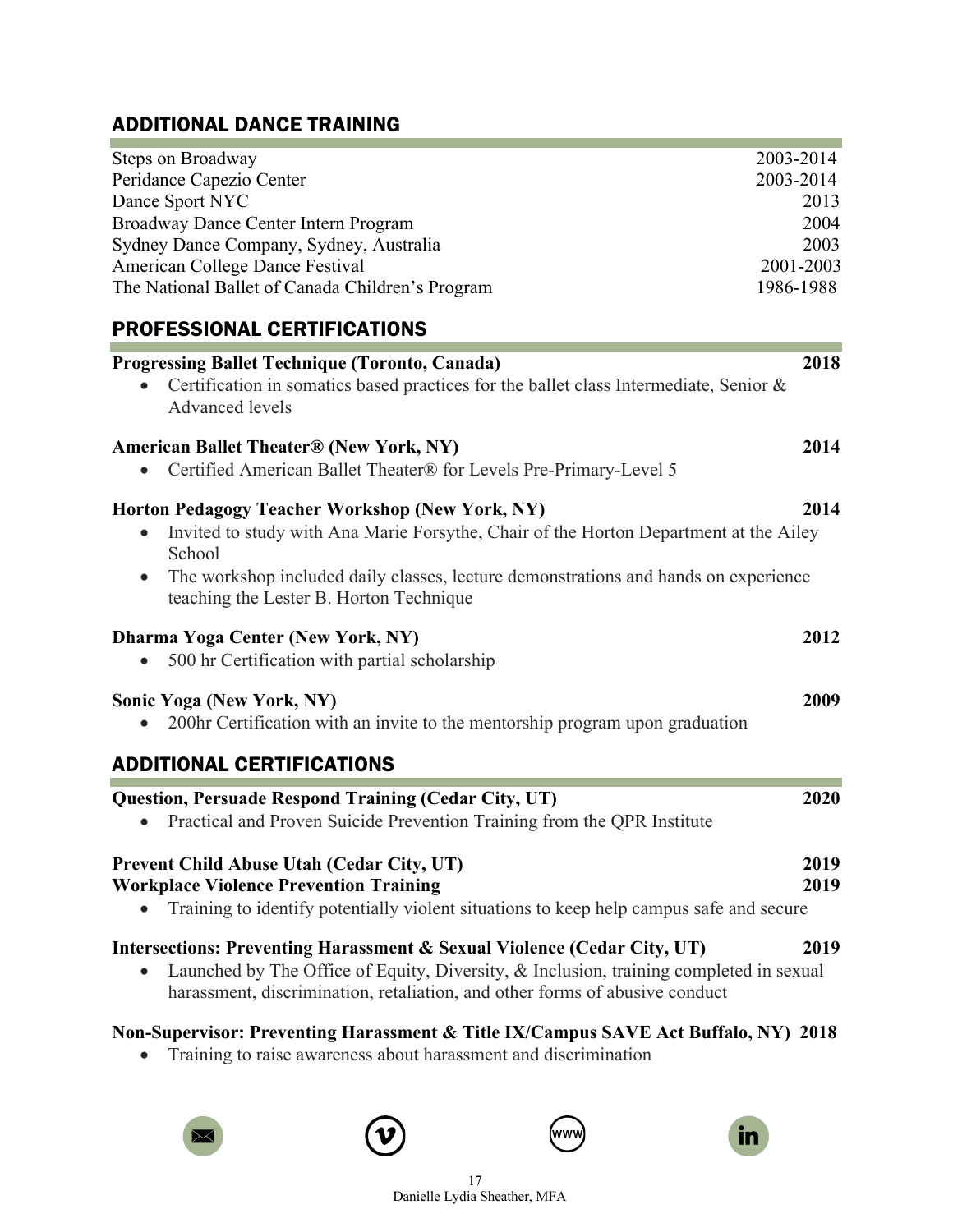## ADDITIONAL DANCE TRAINING

| | |
|---|---|
| Steps on Broadway | 2003-2014 |
| Peridance Capezio Center | 2003-2014 |
| Dance Sport NYC | 2013 |
| Broadway Dance Center Intern Program | 2004 |
| Sydney Dance Company, Sydney, Australia | 2003 |
| American College Dance Festival | 2001-2003 |
| The National Ballet of Canada Children's Program | 1986-1988 |

## PROFESSIONAL CERTIFICATIONS

**Progressing Ballet Technique (Toronto, Canada)** **2018**

- Certification in somatics based practices for the ballet class Intermediate, Senior & Advanced levels

**American Ballet Theater® (New York, NY)** **2014**

- Certified American Ballet Theater® for Levels Pre-Primary-Level 5

**Horton Pedagogy Teacher Workshop (New York, NY)** **2014**

- Invited to study with Ana Marie Forsythe, Chair of the Horton Department at the Ailey School
- The workshop included daily classes, lecture demonstrations and hands on experience teaching the Lester B. Horton Technique

**Dharma Yoga Center (New York, NY)** **2012**

- 500 hr Certification with partial scholarship

**Sonic Yoga (New York, NY)** **2009**

- 200hr Certification with an invite to the mentorship program upon graduation

## ADDITIONAL CERTIFICATIONS

**Question, Persuade Respond Training (Cedar City, UT)** **2020**

- Practical and Proven Suicide Prevention Training from the QPR Institute

**Prevent Child Abuse Utah (Cedar City, UT)** **2019**
**Workplace Violence Prevention Training** **2019**

- Training to identify potentially violent situations to keep help campus safe and secure

**Intersections: Preventing Harassment & Sexual Violence (Cedar City, UT)** **2019**

- Launched by The Office of Equity, Diversity, & Inclusion, training completed in sexual harassment, discrimination, retaliation, and other forms of abusive conduct

**Non-Supervisor: Preventing Harassment & Title IX/Campus SAVE Act Buffalo, NY)** **2018**

- Training to raise awareness about harassment and discrimination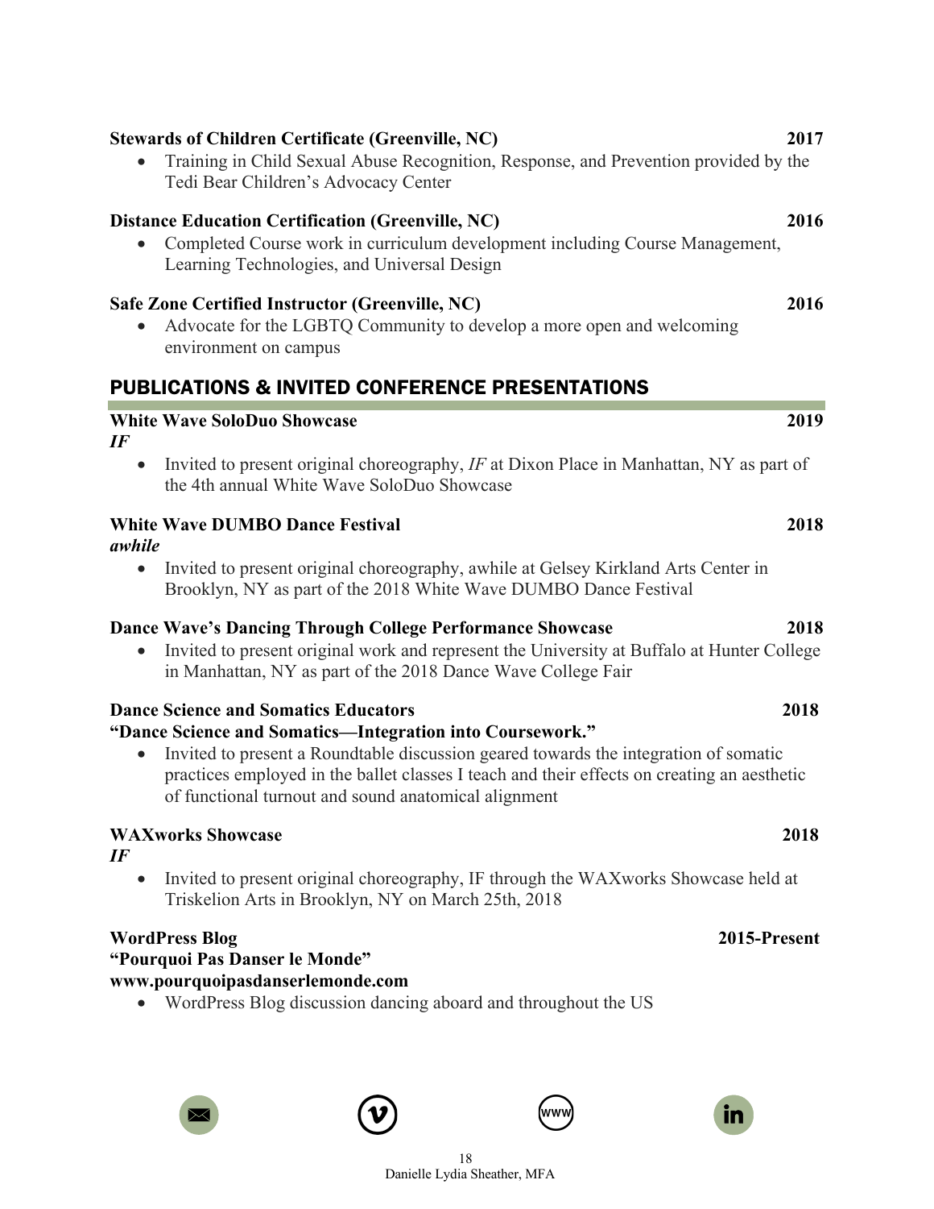**Stewards of Children Certificate (Greenville, NC)** **2017**

- Training in Child Sexual Abuse Recognition, Response, and Prevention provided by the Tedi Bear Children's Advocacy Center

**Distance Education Certification (Greenville, NC)** **2016**

- Completed Course work in curriculum development including Course Management, Learning Technologies, and Universal Design

**Safe Zone Certified Instructor (Greenville, NC)** **2016**

- Advocate for the LGBTQ Community to develop a more open and welcoming environment on campus

## PUBLICATIONS & INVITED CONFERENCE PRESENTATIONS

**White Wave SoloDuo Showcase** **2019**
***IF***

- Invited to present original choreography, *IF* at Dixon Place in Manhattan, NY as part of the 4th annual White Wave SoloDuo Showcase

**White Wave DUMBO Dance Festival** **2018**
***awhile***

- Invited to present original choreography, awhile at Gelsey Kirkland Arts Center in Brooklyn, NY as part of the 2018 White Wave DUMBO Dance Festival

**Dance Wave's Dancing Through College Performance Showcase** **2018**

- Invited to present original work and represent the University at Buffalo at Hunter College in Manhattan, NY as part of the 2018 Dance Wave College Fair

**Dance Science and Somatics Educators** **2018**
**"Dance Science and Somatics—Integration into Coursework."**

- Invited to present a Roundtable discussion geared towards the integration of somatic practices employed in the ballet classes I teach and their effects on creating an aesthetic of functional turnout and sound anatomical alignment

**WAXworks Showcase** **2018**
***IF***

- Invited to present original choreography, IF through the WAXworks Showcase held at Triskelion Arts in Brooklyn, NY on March 25th, 2018

**WordPress Blog** **2015-Present**
**"Pourquoi Pas Danser le Monde"**
**www.pourquoipasdanserlemonde.com**

- WordPress Blog discussion dancing aboard and throughout the US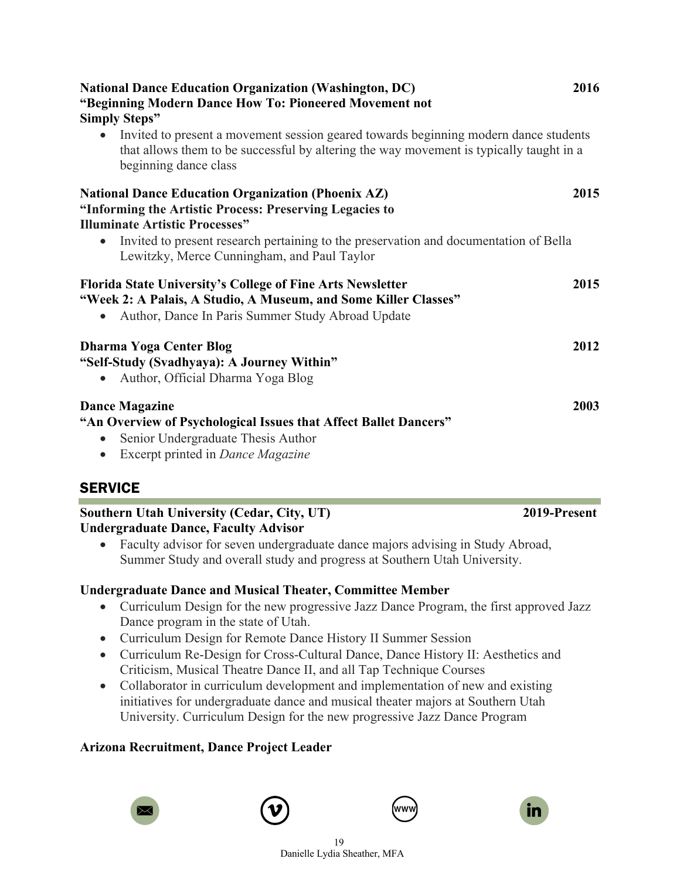**National Dance Education Organization (Washington, DC)** **2016**
**"Beginning Modern Dance How To: Pioneered Movement not Simply Steps"**

- Invited to present a movement session geared towards beginning modern dance students that allows them to be successful by altering the way movement is typically taught in a beginning dance class

**National Dance Education Organization (Phoenix AZ)** **2015**
**"Informing the Artistic Process: Preserving Legacies to Illuminate Artistic Processes"**

- Invited to present research pertaining to the preservation and documentation of Bella Lewitzky, Merce Cunningham, and Paul Taylor

**Florida State University's College of Fine Arts Newsletter** **2015**
**"Week 2: A Palais, A Studio, A Museum, and Some Killer Classes"**

- Author, Dance In Paris Summer Study Abroad Update

**Dharma Yoga Center Blog** **2012**
**"Self-Study (Svadhyaya): A Journey Within"**

- Author, Official Dharma Yoga Blog

**Dance Magazine** **2003**
**"An Overview of Psychological Issues that Affect Ballet Dancers"**

- Senior Undergraduate Thesis Author
- Excerpt printed in *Dance Magazine*

## SERVICE

**Southern Utah University (Cedar, City, UT)** **2019-Present**
**Undergraduate Dance, Faculty Advisor**

- Faculty advisor for seven undergraduate dance majors advising in Study Abroad, Summer Study and overall study and progress at Southern Utah University.

**Undergraduate Dance and Musical Theater, Committee Member**

- Curriculum Design for the new progressive Jazz Dance Program, the first approved Jazz Dance program in the state of Utah.
- Curriculum Design for Remote Dance History II Summer Session
- Curriculum Re-Design for Cross-Cultural Dance, Dance History II: Aesthetics and Criticism, Musical Theatre Dance II, and all Tap Technique Courses
- Collaborator in curriculum development and implementation of new and existing initiatives for undergraduate dance and musical theater majors at Southern Utah University. Curriculum Design for the new progressive Jazz Dance Program

**Arizona Recruitment, Dance Project Leader**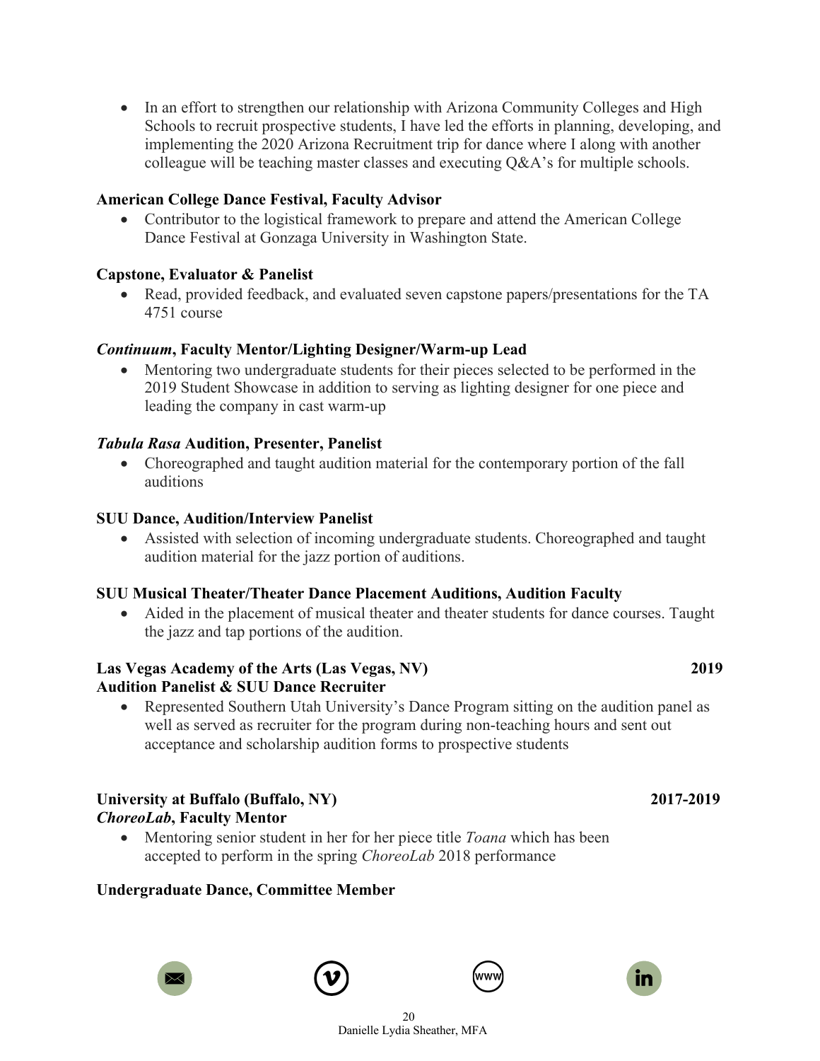- In an effort to strengthen our relationship with Arizona Community Colleges and High Schools to recruit prospective students, I have led the efforts in planning, developing, and implementing the 2020 Arizona Recruitment trip for dance where I along with another colleague will be teaching master classes and executing Q&A's for multiple schools.

**American College Dance Festival, Faculty Advisor**

- Contributor to the logistical framework to prepare and attend the American College Dance Festival at Gonzaga University in Washington State.

**Capstone, Evaluator & Panelist**

- Read, provided feedback, and evaluated seven capstone papers/presentations for the TA 4751 course

***Continuum*, Faculty Mentor/Lighting Designer/Warm-up Lead**

- Mentoring two undergraduate students for their pieces selected to be performed in the 2019 Student Showcase in addition to serving as lighting designer for one piece and leading the company in cast warm-up

***Tabula Rasa* Audition, Presenter, Panelist**

- Choreographed and taught audition material for the contemporary portion of the fall auditions

**SUU Dance, Audition/Interview Panelist**

- Assisted with selection of incoming undergraduate students. Choreographed and taught audition material for the jazz portion of auditions.

**SUU Musical Theater/Theater Dance Placement Auditions, Audition Faculty**

- Aided in the placement of musical theater and theater students for dance courses. Taught the jazz and tap portions of the audition.

**Las Vegas Academy of the Arts (Las Vegas, NV) 2019**
**Audition Panelist & SUU Dance Recruiter**

- Represented Southern Utah University's Dance Program sitting on the audition panel as well as served as recruiter for the program during non-teaching hours and sent out acceptance and scholarship audition forms to prospective students

**University at Buffalo (Buffalo, NY) 2017-2019**
***ChoreoLab*, Faculty Mentor**

- Mentoring senior student in her for her piece title *Toana* which has been accepted to perform in the spring *ChoreoLab* 2018 performance

**Undergraduate Dance, Committee Member**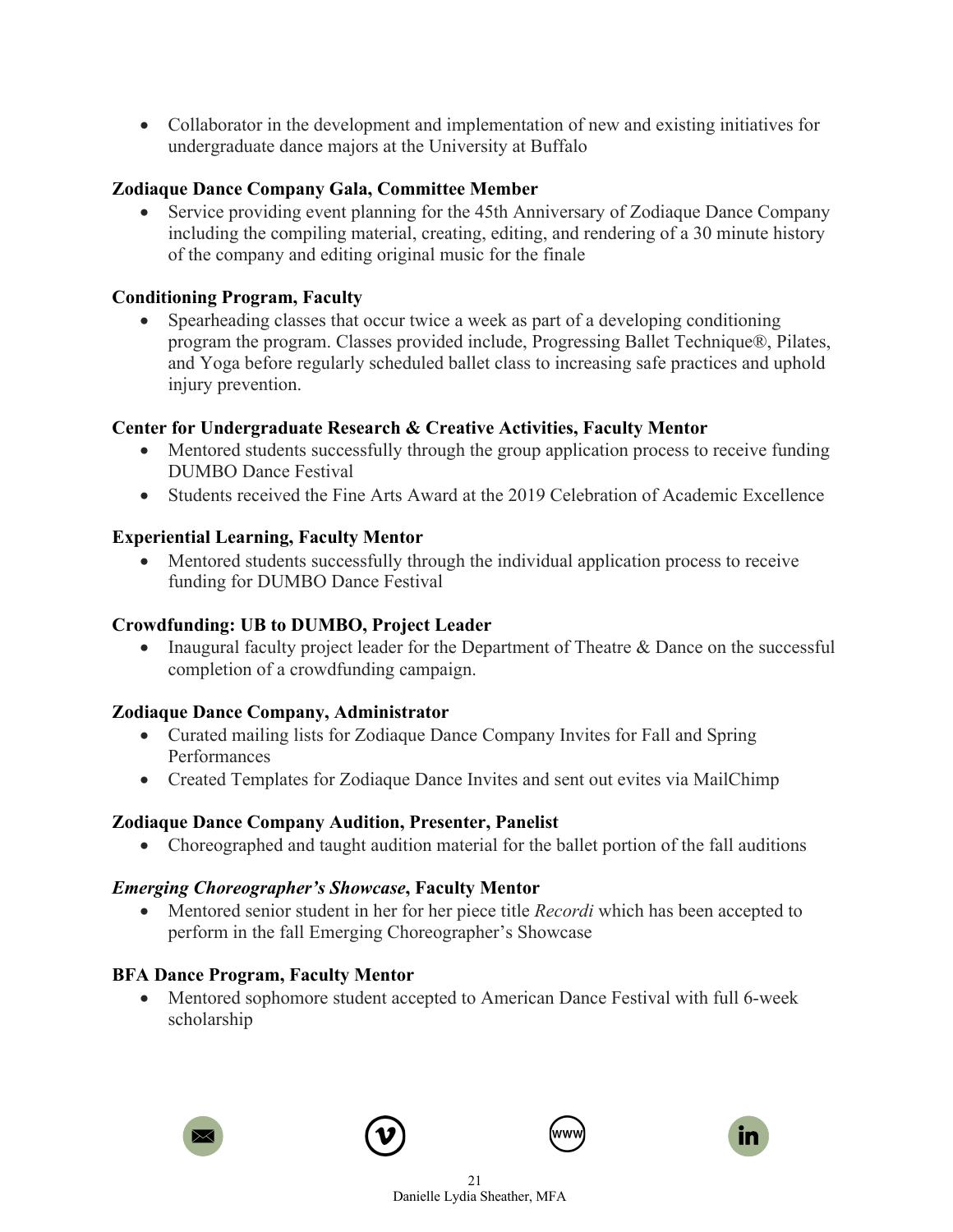- Collaborator in the development and implementation of new and existing initiatives for undergraduate dance majors at the University at Buffalo

**Zodiaque Dance Company Gala, Committee Member**

- Service providing event planning for the 45th Anniversary of Zodiaque Dance Company including the compiling material, creating, editing, and rendering of a 30 minute history of the company and editing original music for the finale

**Conditioning Program, Faculty**

- Spearheading classes that occur twice a week as part of a developing conditioning program the program. Classes provided include, Progressing Ballet Technique®, Pilates, and Yoga before regularly scheduled ballet class to increasing safe practices and uphold injury prevention.

**Center for Undergraduate Research & Creative Activities, Faculty Mentor**

- Mentored students successfully through the group application process to receive funding DUMBO Dance Festival
- Students received the Fine Arts Award at the 2019 Celebration of Academic Excellence

**Experiential Learning, Faculty Mentor**

- Mentored students successfully through the individual application process to receive funding for DUMBO Dance Festival

**Crowdfunding: UB to DUMBO, Project Leader**

- Inaugural faculty project leader for the Department of Theatre & Dance on the successful completion of a crowdfunding campaign.

**Zodiaque Dance Company, Administrator**

- Curated mailing lists for Zodiaque Dance Company Invites for Fall and Spring Performances
- Created Templates for Zodiaque Dance Invites and sent out evites via MailChimp

**Zodiaque Dance Company Audition, Presenter, Panelist**

- Choreographed and taught audition material for the ballet portion of the fall auditions

***Emerging Choreographer's Showcase*, Faculty Mentor**

- Mentored senior student in her for her piece title *Recordi* which has been accepted to perform in the fall Emerging Choreographer's Showcase

**BFA Dance Program, Faculty Mentor**

- Mentored sophomore student accepted to American Dance Festival with full 6-week scholarship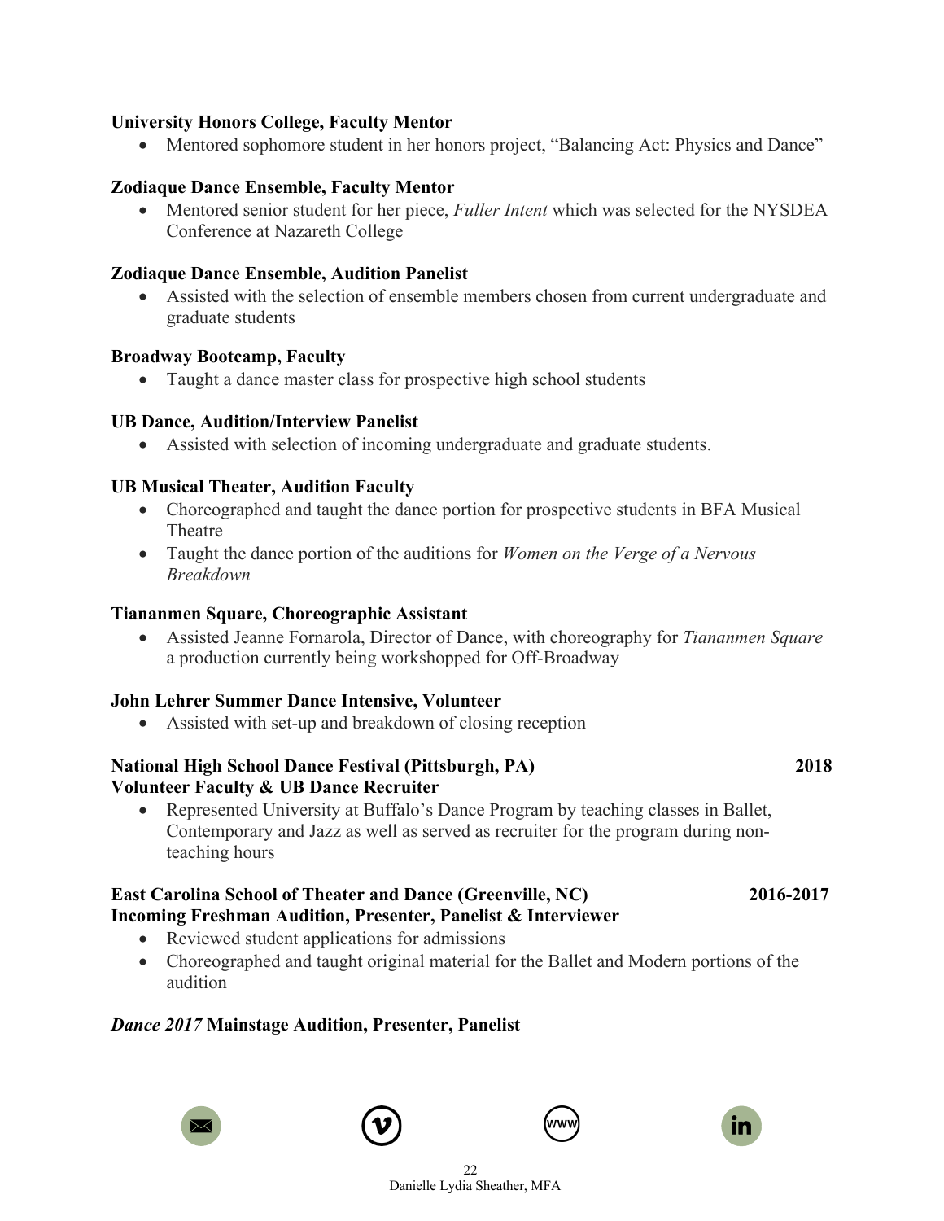**University Honors College, Faculty Mentor**

- Mentored sophomore student in her honors project, "Balancing Act: Physics and Dance"

**Zodiaque Dance Ensemble, Faculty Mentor**

- Mentored senior student for her piece, *Fuller Intent* which was selected for the NYSDEA Conference at Nazareth College

**Zodiaque Dance Ensemble, Audition Panelist**

- Assisted with the selection of ensemble members chosen from current undergraduate and graduate students

**Broadway Bootcamp, Faculty**

- Taught a dance master class for prospective high school students

**UB Dance, Audition/Interview Panelist**

- Assisted with selection of incoming undergraduate and graduate students.

**UB Musical Theater, Audition Faculty**

- Choreographed and taught the dance portion for prospective students in BFA Musical Theatre
- Taught the dance portion of the auditions for *Women on the Verge of a Nervous Breakdown*

**Tiananmen Square, Choreographic Assistant**

- Assisted Jeanne Fornarola, Director of Dance, with choreography for *Tiananmen Square* a production currently being workshopped for Off-Broadway

**John Lehrer Summer Dance Intensive, Volunteer**

- Assisted with set-up and breakdown of closing reception

**National High School Dance Festival (Pittsburgh, PA)** **2018**
**Volunteer Faculty & UB Dance Recruiter**

- Represented University at Buffalo's Dance Program by teaching classes in Ballet, Contemporary and Jazz as well as served as recruiter for the program during non-teaching hours

**East Carolina School of Theater and Dance (Greenville, NC)** **2016-2017**
**Incoming Freshman Audition, Presenter, Panelist & Interviewer**

- Reviewed student applications for admissions
- Choreographed and taught original material for the Ballet and Modern portions of the audition

***Dance 2017*** **Mainstage Audition, Presenter, Panelist**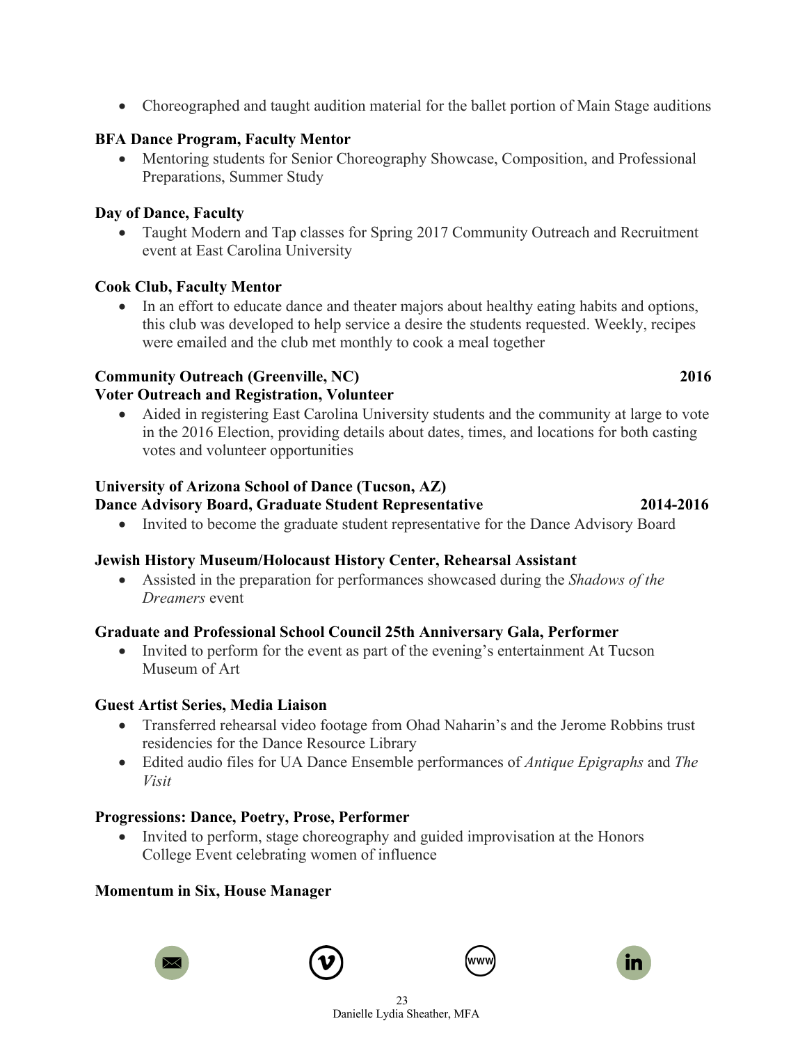- Choreographed and taught audition material for the ballet portion of Main Stage auditions

**BFA Dance Program, Faculty Mentor**

- Mentoring students for Senior Choreography Showcase, Composition, and Professional Preparations, Summer Study

**Day of Dance, Faculty**

- Taught Modern and Tap classes for Spring 2017 Community Outreach and Recruitment event at East Carolina University

**Cook Club, Faculty Mentor**

- In an effort to educate dance and theater majors about healthy eating habits and options, this club was developed to help service a desire the students requested. Weekly, recipes were emailed and the club met monthly to cook a meal together

**Community Outreach (Greenville, NC)** **2016**
**Voter Outreach and Registration, Volunteer**

- Aided in registering East Carolina University students and the community at large to vote in the 2016 Election, providing details about dates, times, and locations for both casting votes and volunteer opportunities

**University of Arizona School of Dance (Tucson, AZ)**
**Dance Advisory Board, Graduate Student Representative** **2014-2016**

- Invited to become the graduate student representative for the Dance Advisory Board

**Jewish History Museum/Holocaust History Center, Rehearsal Assistant**

- Assisted in the preparation for performances showcased during the *Shadows of the Dreamers* event

**Graduate and Professional School Council 25th Anniversary Gala, Performer**

- Invited to perform for the event as part of the evening's entertainment At Tucson Museum of Art

**Guest Artist Series, Media Liaison**

- Transferred rehearsal video footage from Ohad Naharin's and the Jerome Robbins trust residencies for the Dance Resource Library
- Edited audio files for UA Dance Ensemble performances of *Antique Epigraphs* and *The Visit*

**Progressions: Dance, Poetry, Prose, Performer**

- Invited to perform, stage choreography and guided improvisation at the Honors College Event celebrating women of influence

**Momentum in Six, House Manager**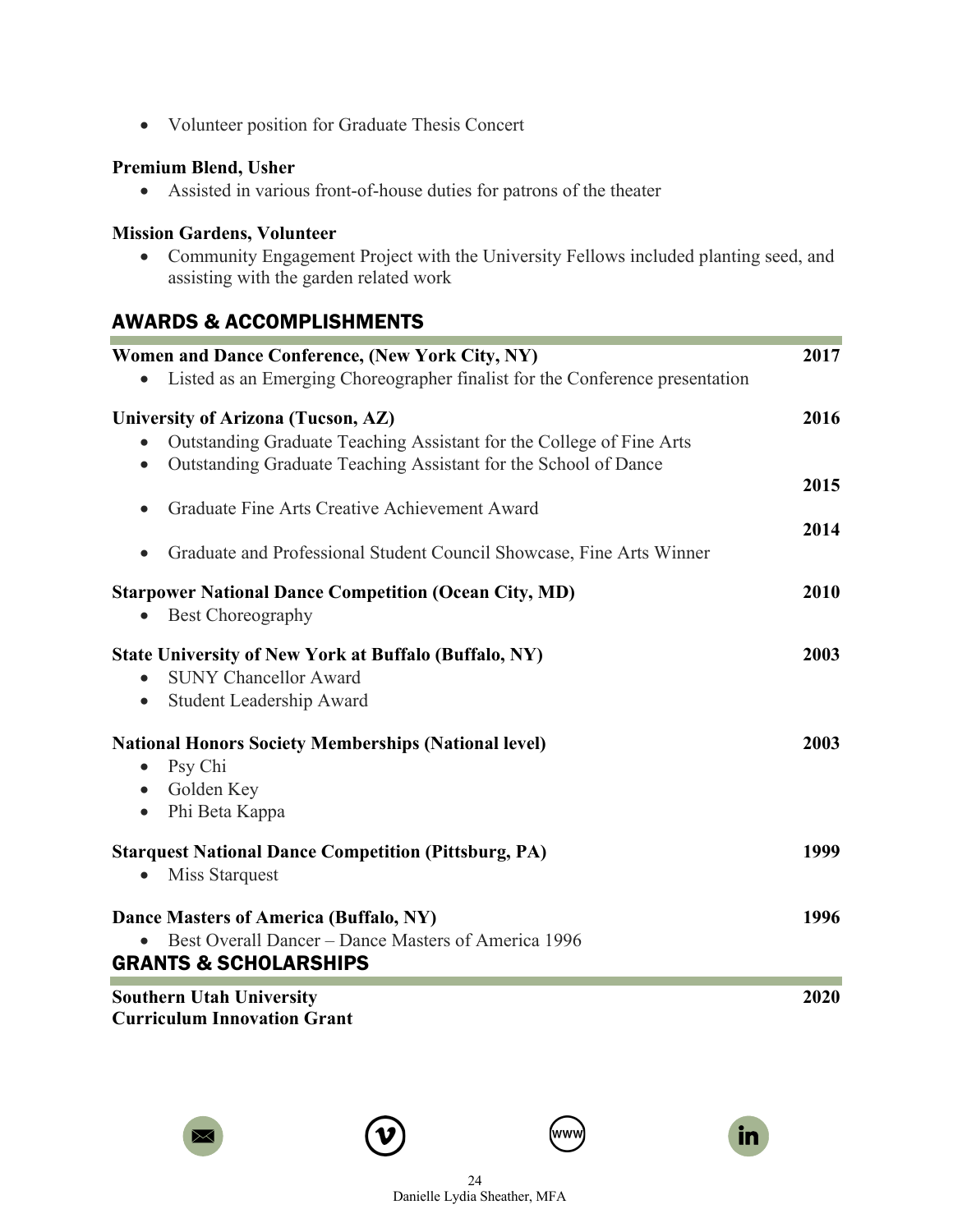- Volunteer position for Graduate Thesis Concert

**Premium Blend, Usher**

- Assisted in various front-of-house duties for patrons of the theater

**Mission Gardens, Volunteer**

- Community Engagement Project with the University Fellows included planting seed, and assisting with the garden related work

## AWARDS & ACCOMPLISHMENTS

**Women and Dance Conference, (New York City, NY)** **2017**

- Listed as an Emerging Choreographer finalist for the Conference presentation

**University of Arizona (Tucson, AZ)** **2016**

- Outstanding Graduate Teaching Assistant for the College of Fine Arts
- Outstanding Graduate Teaching Assistant for the School of Dance

**2015**

- Graduate Fine Arts Creative Achievement Award

**2014**

- Graduate and Professional Student Council Showcase, Fine Arts Winner

**Starpower National Dance Competition (Ocean City, MD)** **2010**

- Best Choreography

**State University of New York at Buffalo (Buffalo, NY)** **2003**

- SUNY Chancellor Award
- Student Leadership Award

**National Honors Society Memberships (National level)** **2003**

- Psy Chi
- Golden Key
- Phi Beta Kappa

**Starquest National Dance Competition (Pittsburg, PA)** **1999**

- Miss Starquest

**Dance Masters of America (Buffalo, NY)** **1996**

- Best Overall Dancer – Dance Masters of America 1996

## GRANTS & SCHOLARSHIPS

**Southern Utah University** **2020**
**Curriculum Innovation Grant**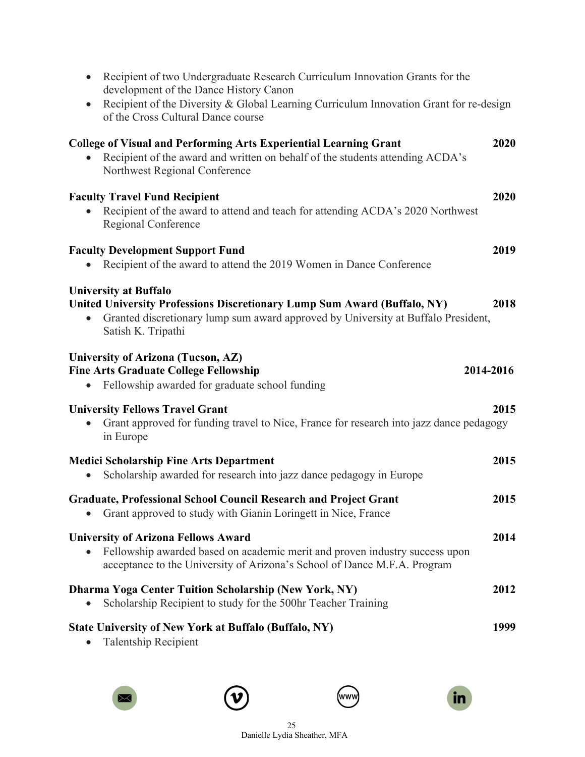- Recipient of two Undergraduate Research Curriculum Innovation Grants for the development of the Dance History Canon
- Recipient of the Diversity & Global Learning Curriculum Innovation Grant for re-design of the Cross Cultural Dance course

**College of Visual and Performing Arts Experiential Learning Grant** **2020**

- Recipient of the award and written on behalf of the students attending ACDA's Northwest Regional Conference

**Faculty Travel Fund Recipient** **2020**

- Recipient of the award to attend and teach for attending ACDA's 2020 Northwest Regional Conference

**Faculty Development Support Fund** **2019**

- Recipient of the award to attend the 2019 Women in Dance Conference

**University at Buffalo**
**United University Professions Discretionary Lump Sum Award (Buffalo, NY)** **2018**

- Granted discretionary lump sum award approved by University at Buffalo President, Satish K. Tripathi

**University of Arizona (Tucson, AZ)**
**Fine Arts Graduate College Fellowship** **2014-2016**

- Fellowship awarded for graduate school funding

**University Fellows Travel Grant** **2015**

- Grant approved for funding travel to Nice, France for research into jazz dance pedagogy in Europe

**Medici Scholarship Fine Arts Department** **2015**

- Scholarship awarded for research into jazz dance pedagogy in Europe

**Graduate, Professional School Council Research and Project Grant** **2015**

- Grant approved to study with Gianin Loringett in Nice, France

**University of Arizona Fellows Award** **2014**

- Fellowship awarded based on academic merit and proven industry success upon acceptance to the University of Arizona's School of Dance M.F.A. Program

**Dharma Yoga Center Tuition Scholarship (New York, NY)** **2012**

- Scholarship Recipient to study for the 500hr Teacher Training

**State University of New York at Buffalo (Buffalo, NY)** **1999**

- Talentship Recipient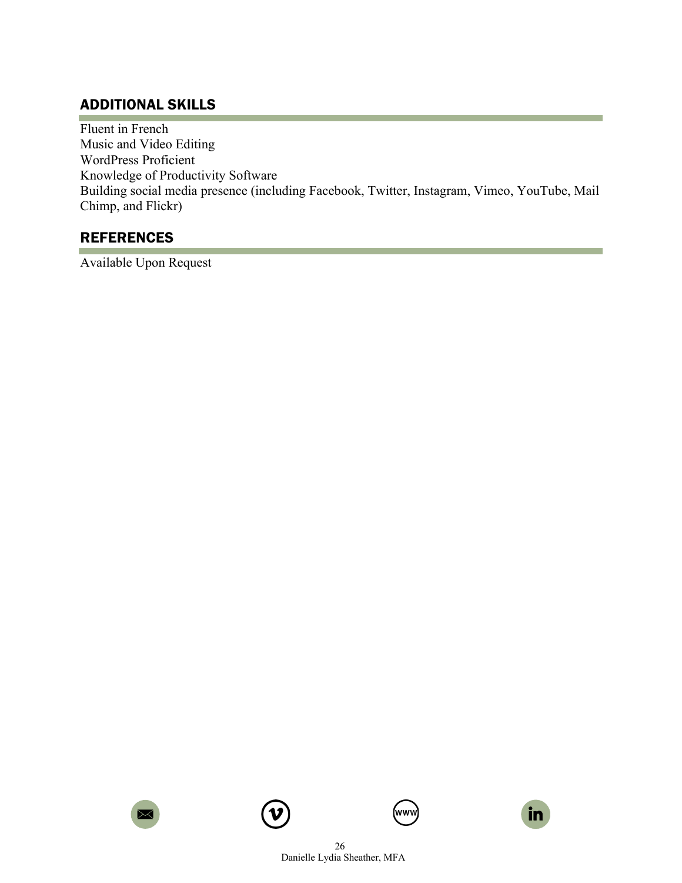## ADDITIONAL SKILLS

Fluent in French
Music and Video Editing
WordPress Proficient
Knowledge of Productivity Software
Building social media presence (including Facebook, Twitter, Instagram, Vimeo, YouTube, Mail Chimp, and Flickr)

## REFERENCES

Available Upon Request